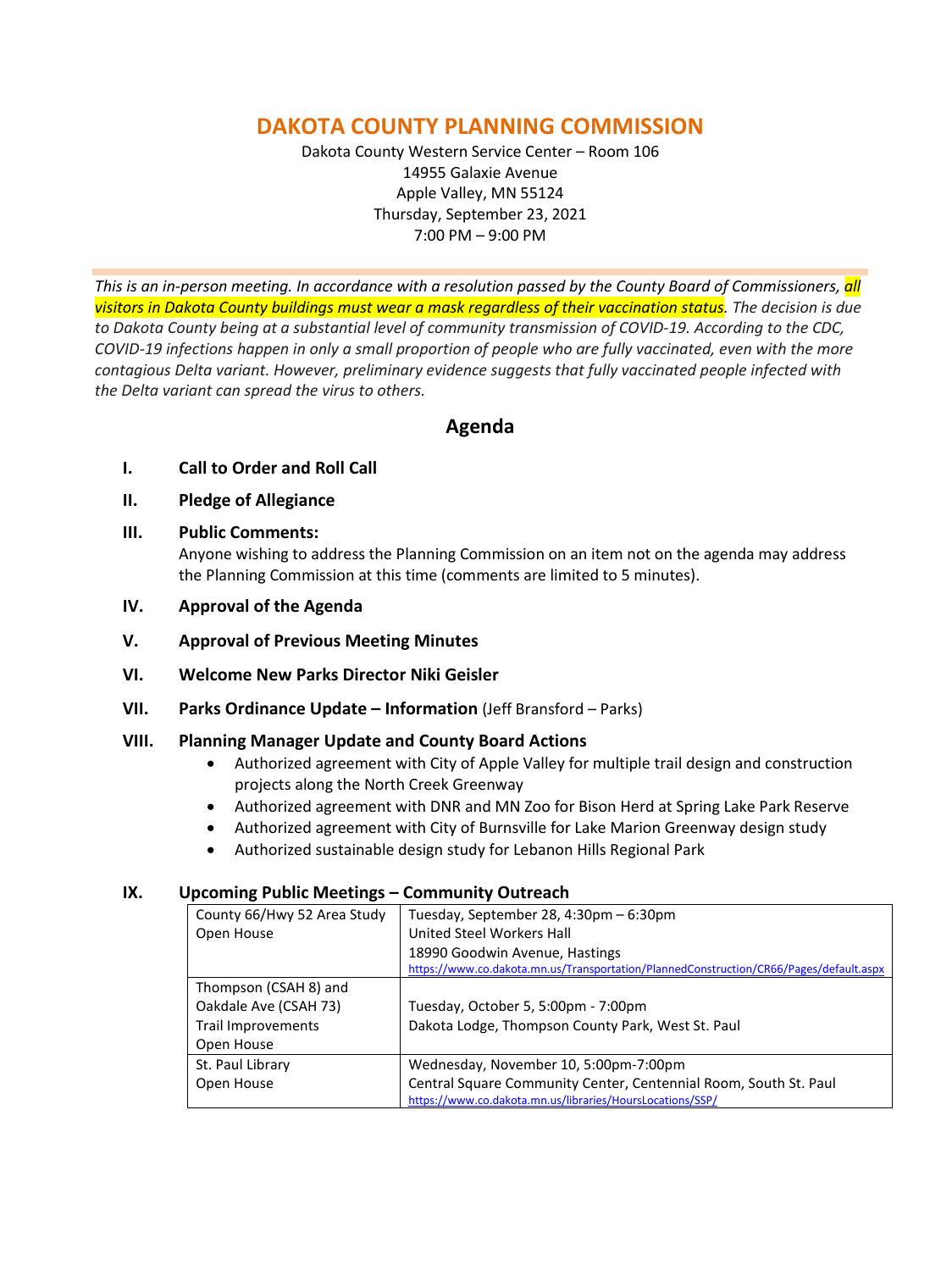# DAKOTA COUNTY PLANNING COMMISSION

Dakota County Western Service Center – Room 106
14955 Galaxie Avenue
Apple Valley, MN 55124
Thursday, September 23, 2021
7:00 PM – 9:00 PM

*This is an in-person meeting. In accordance with a resolution passed by the County Board of Commissioners, all visitors in Dakota County buildings must wear a mask regardless of their vaccination status. The decision is due to Dakota County being at a substantial level of community transmission of COVID-19. According to the CDC, COVID-19 infections happen in only a small proportion of people who are fully vaccinated, even with the more contagious Delta variant. However, preliminary evidence suggests that fully vaccinated people infected with the Delta variant can spread the virus to others.*

## Agenda

**I. Call to Order and Roll Call**

**II. Pledge of Allegiance**

**III. Public Comments:**
Anyone wishing to address the Planning Commission on an item not on the agenda may address the Planning Commission at this time (comments are limited to 5 minutes).

**IV. Approval of the Agenda**

**V. Approval of Previous Meeting Minutes**

**VI. Welcome New Parks Director Niki Geisler**

**VII. Parks Ordinance Update – Information** (Jeff Bransford – Parks)

**VIII. Planning Manager Update and County Board Actions**
- Authorized agreement with City of Apple Valley for multiple trail design and construction projects along the North Creek Greenway
- Authorized agreement with DNR and MN Zoo for Bison Herd at Spring Lake Park Reserve
- Authorized agreement with City of Burnsville for Lake Marion Greenway design study
- Authorized sustainable design study for Lebanon Hills Regional Park

**IX. Upcoming Public Meetings – Community Outreach**

| | |
|---|---|
| County 66/Hwy 52 Area Study Open House | Tuesday, September 28, 4:30pm – 6:30pm<br>United Steel Workers Hall<br>18990 Goodwin Avenue, Hastings<br>https://www.co.dakota.mn.us/Transportation/PlannedConstruction/CR66/Pages/default.aspx |
| Thompson (CSAH 8) and Oakdale Ave (CSAH 73) Trail Improvements Open House | Tuesday, October 5, 5:00pm - 7:00pm<br>Dakota Lodge, Thompson County Park, West St. Paul |
| St. Paul Library Open House | Wednesday, November 10, 5:00pm-7:00pm<br>Central Square Community Center, Centennial Room, South St. Paul<br>https://www.co.dakota.mn.us/libraries/HoursLocations/SSP/ |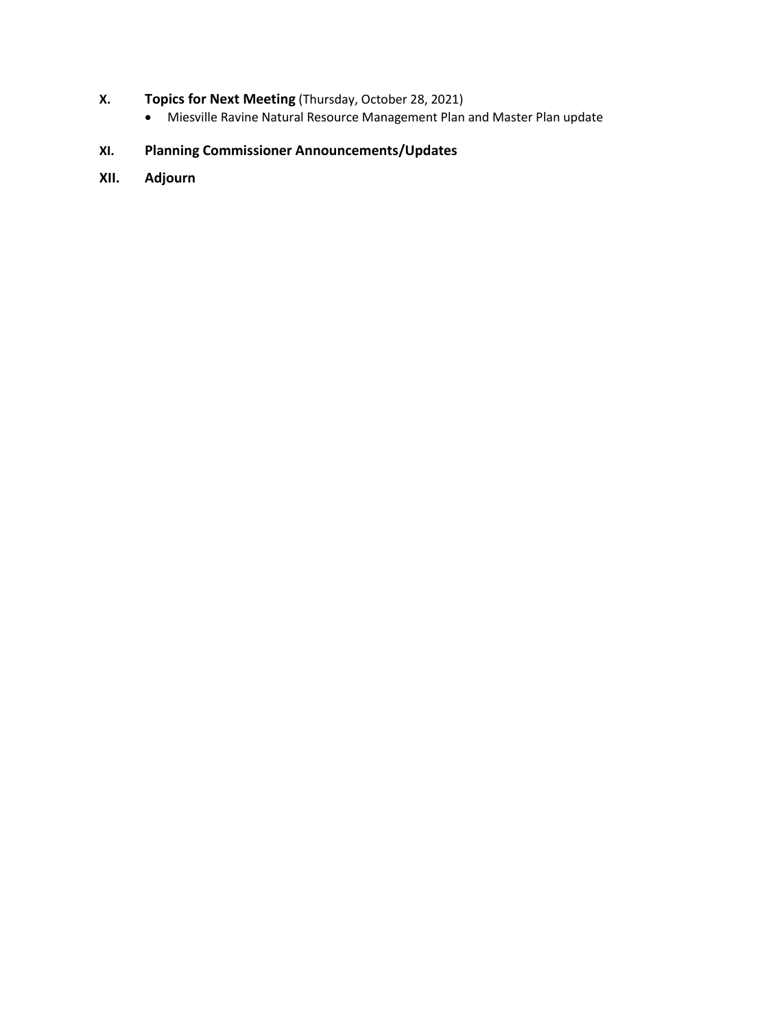**X. Topics for Next Meeting** (Thursday, October 28, 2021)

- Miesville Ravine Natural Resource Management Plan and Master Plan update

**XI. Planning Commissioner Announcements/Updates**

**XII. Adjourn**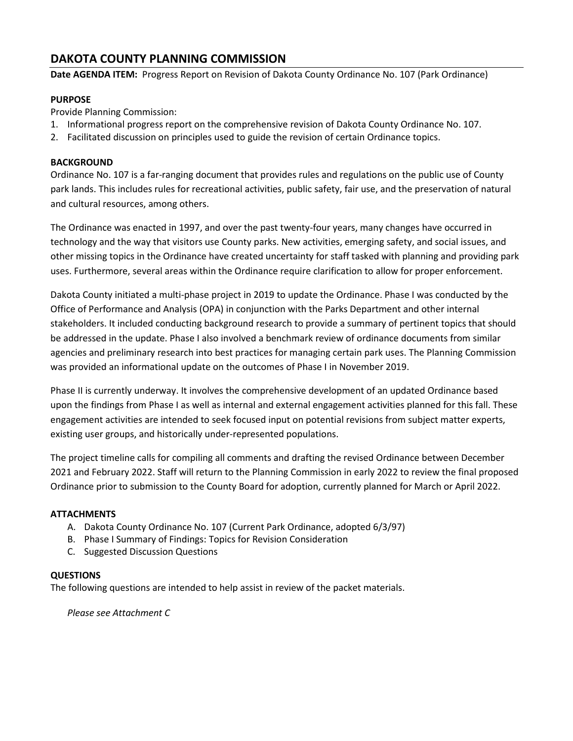# DAKOTA COUNTY PLANNING COMMISSION

**Date AGENDA ITEM:** Progress Report on Revision of Dakota County Ordinance No. 107 (Park Ordinance)

**PURPOSE**

Provide Planning Commission:

1. Informational progress report on the comprehensive revision of Dakota County Ordinance No. 107.
2. Facilitated discussion on principles used to guide the revision of certain Ordinance topics.

**BACKGROUND**

Ordinance No. 107 is a far-ranging document that provides rules and regulations on the public use of County park lands. This includes rules for recreational activities, public safety, fair use, and the preservation of natural and cultural resources, among others.

The Ordinance was enacted in 1997, and over the past twenty-four years, many changes have occurred in technology and the way that visitors use County parks. New activities, emerging safety, and social issues, and other missing topics in the Ordinance have created uncertainty for staff tasked with planning and providing park uses. Furthermore, several areas within the Ordinance require clarification to allow for proper enforcement.

Dakota County initiated a multi-phase project in 2019 to update the Ordinance. Phase I was conducted by the Office of Performance and Analysis (OPA) in conjunction with the Parks Department and other internal stakeholders. It included conducting background research to provide a summary of pertinent topics that should be addressed in the update. Phase I also involved a benchmark review of ordinance documents from similar agencies and preliminary research into best practices for managing certain park uses. The Planning Commission was provided an informational update on the outcomes of Phase I in November 2019.

Phase II is currently underway. It involves the comprehensive development of an updated Ordinance based upon the findings from Phase I as well as internal and external engagement activities planned for this fall. These engagement activities are intended to seek focused input on potential revisions from subject matter experts, existing user groups, and historically under-represented populations.

The project timeline calls for compiling all comments and drafting the revised Ordinance between December 2021 and February 2022. Staff will return to the Planning Commission in early 2022 to review the final proposed Ordinance prior to submission to the County Board for adoption, currently planned for March or April 2022.

**ATTACHMENTS**

A. Dakota County Ordinance No. 107 (Current Park Ordinance, adopted 6/3/97)
B. Phase I Summary of Findings: Topics for Revision Consideration
C. Suggested Discussion Questions

**QUESTIONS**

The following questions are intended to help assist in review of the packet materials.

*Please see Attachment C*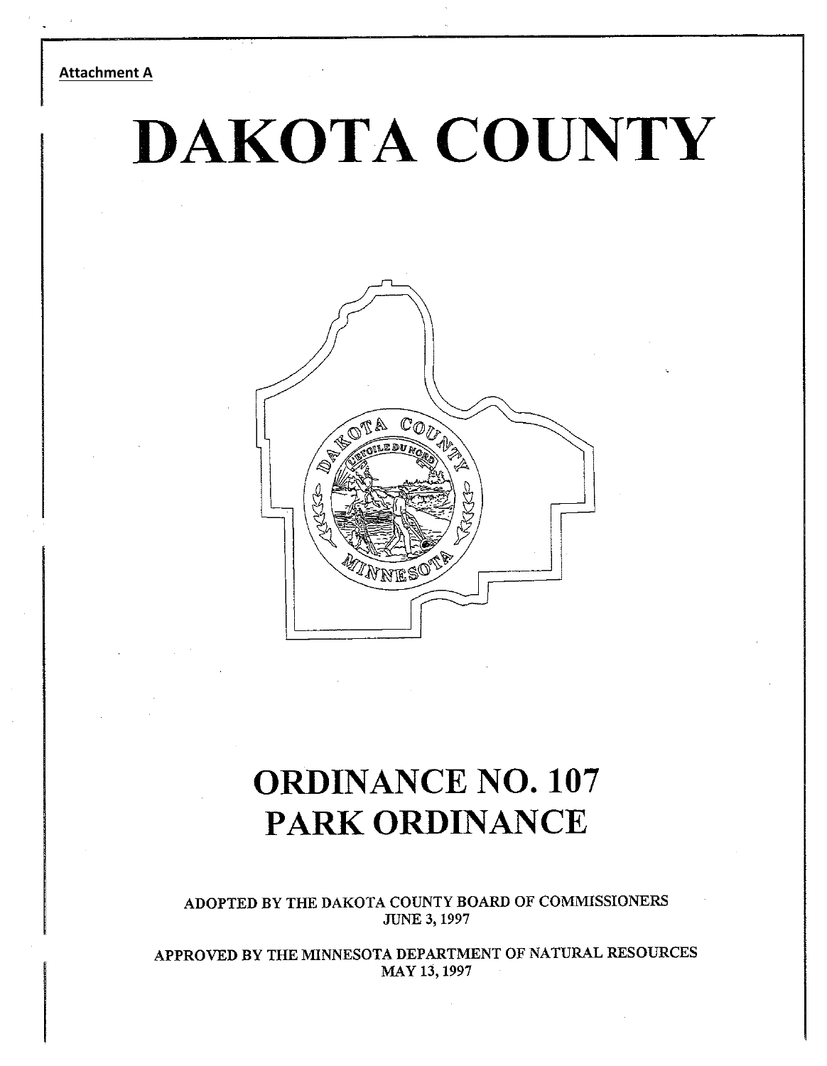Attachment A

# DAKOTA COUNTY

# ORDINANCE NO. 107
# PARK ORDINANCE

ADOPTED BY THE DAKOTA COUNTY BOARD OF COMMISSIONERS
JUNE 3, 1997

APPROVED BY THE MINNESOTA DEPARTMENT OF NATURAL RESOURCES
MAY 13, 1997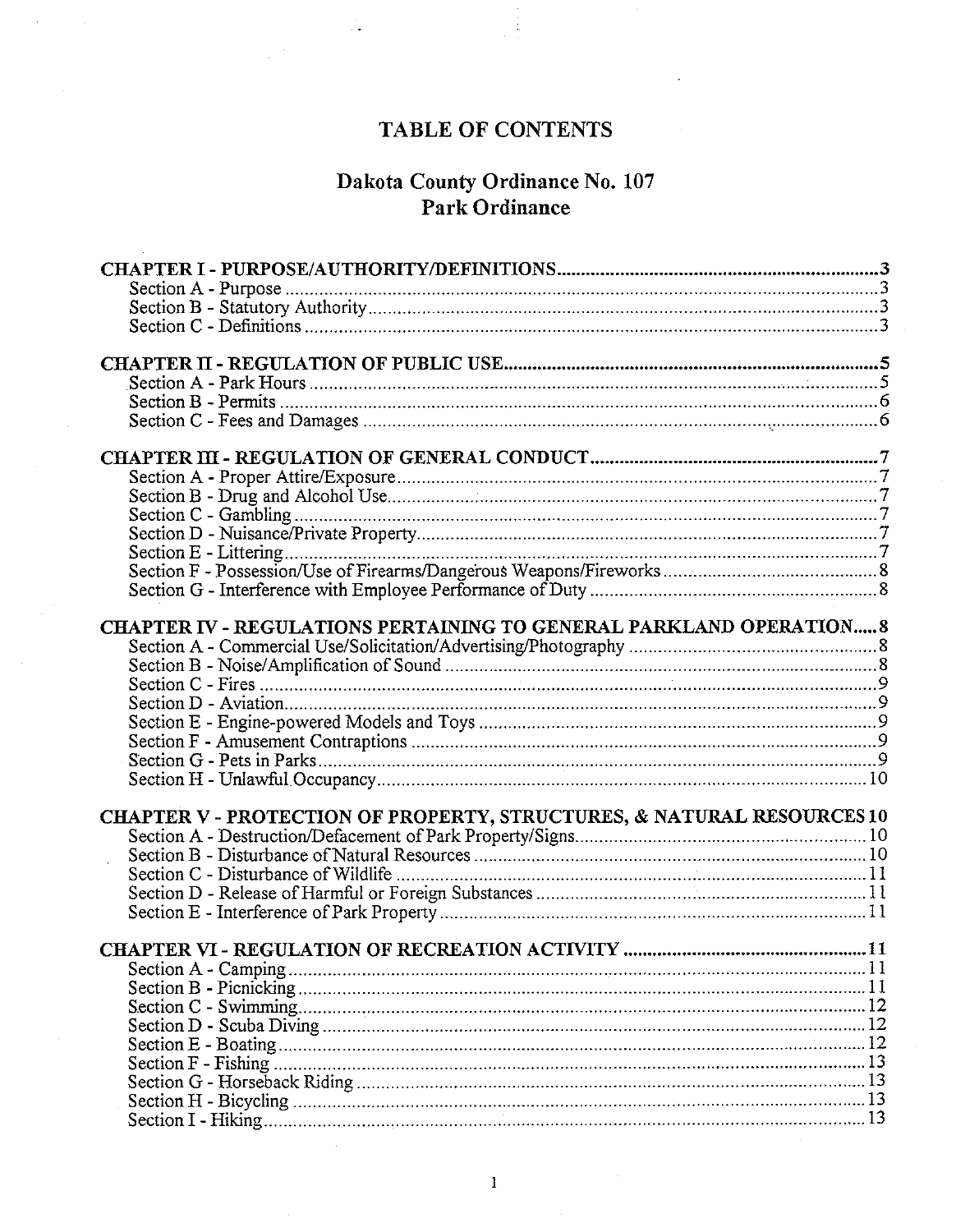# TABLE OF CONTENTS

## Dakota County Ordinance No. 107
## Park Ordinance

**CHAPTER I - PURPOSE/AUTHORITY/DEFINITIONS** .......... 3
- Section A - Purpose .......... 3
- Section B - Statutory Authority .......... 3
- Section C - Definitions .......... 3

**CHAPTER II - REGULATION OF PUBLIC USE** .......... 5
- Section A - Park Hours .......... 5
- Section B - Permits .......... 6
- Section C - Fees and Damages .......... 6

**CHAPTER III - REGULATION OF GENERAL CONDUCT** .......... 7
- Section A - Proper Attire/Exposure .......... 7
- Section B - Drug and Alcohol Use .......... 7
- Section C - Gambling .......... 7
- Section D - Nuisance/Private Property .......... 7
- Section E - Littering .......... 7
- Section F - Possession/Use of Firearms/Dangerous Weapons/Fireworks .......... 8
- Section G - Interference with Employee Performance of Duty .......... 8

**CHAPTER IV - REGULATIONS PERTAINING TO GENERAL PARKLAND OPERATION** .......... 8
- Section A - Commercial Use/Solicitation/Advertising/Photography .......... 8
- Section B - Noise/Amplification of Sound .......... 8
- Section C - Fires .......... 9
- Section D - Aviation .......... 9
- Section E - Engine-powered Models and Toys .......... 9
- Section F - Amusement Contraptions .......... 9
- Section G - Pets in Parks .......... 9
- Section H - Unlawful Occupancy .......... 10

**CHAPTER V - PROTECTION OF PROPERTY, STRUCTURES, & NATURAL RESOURCES** .......... 10
- Section A - Destruction/Defacement of Park Property/Signs .......... 10
- Section B - Disturbance of Natural Resources .......... 10
- Section C - Disturbance of Wildlife .......... 11
- Section D - Release of Harmful or Foreign Substances .......... 11
- Section E - Interference of Park Property .......... 11

**CHAPTER VI - REGULATION OF RECREATION ACTIVITY** .......... 11
- Section A - Camping .......... 11
- Section B - Picnicking .......... 11
- Section C - Swimming .......... 12
- Section D - Scuba Diving .......... 12
- Section E - Boating .......... 12
- Section F - Fishing .......... 13
- Section G - Horseback Riding .......... 13
- Section H - Bicycling .......... 13
- Section I - Hiking .......... 13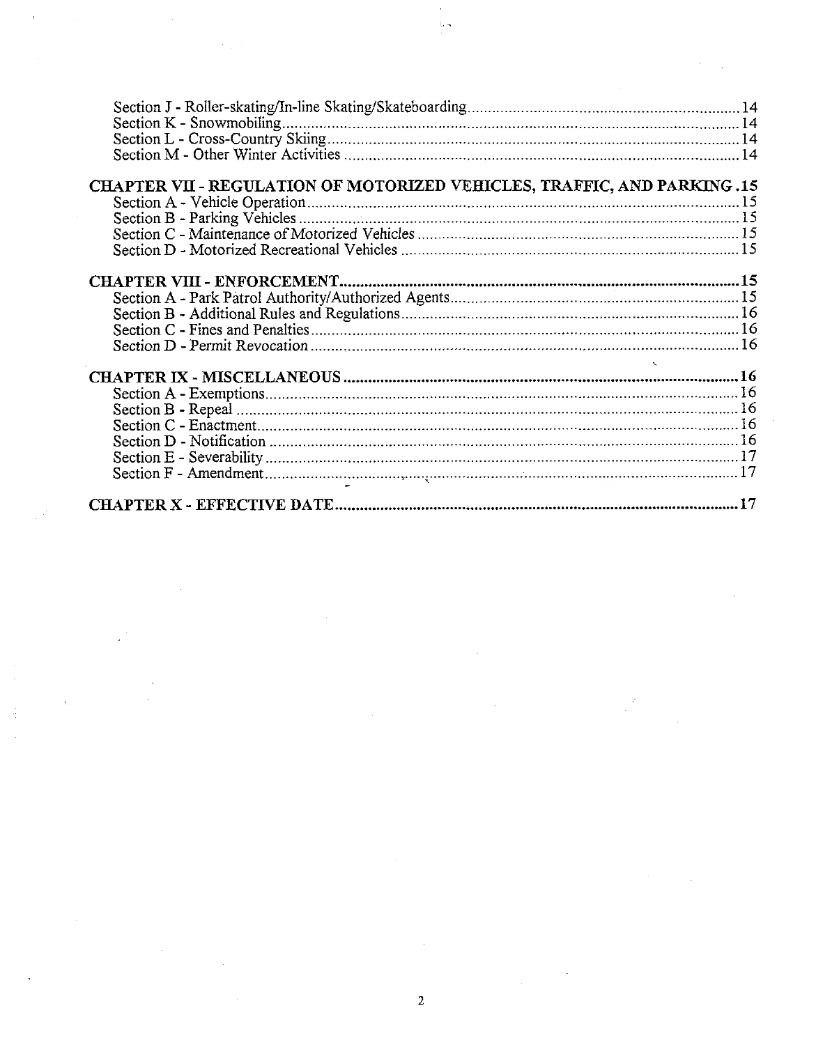Section J - Roller-skating/In-line Skating/Skateboarding ..... 14
Section K - Snowmobiling ..... 14
Section L - Cross-Country Skiing ..... 14
Section M - Other Winter Activities ..... 14

**CHAPTER VII - REGULATION OF MOTORIZED VEHICLES, TRAFFIC, AND PARKING . 15**

Section A - Vehicle Operation ..... 15
Section B - Parking Vehicles ..... 15
Section C - Maintenance of Motorized Vehicles ..... 15
Section D - Motorized Recreational Vehicles ..... 15

**CHAPTER VIII - ENFORCEMENT ..... 15**

Section A - Park Patrol Authority/Authorized Agents ..... 15
Section B - Additional Rules and Regulations ..... 16
Section C - Fines and Penalties ..... 16
Section D - Permit Revocation ..... 16

**CHAPTER IX - MISCELLANEOUS ..... 16**

Section A - Exemptions ..... 16
Section B - Repeal ..... 16
Section C - Enactment ..... 16
Section D - Notification ..... 16
Section E - Severability ..... 17
Section F - Amendment ..... 17

**CHAPTER X - EFFECTIVE DATE ..... 17**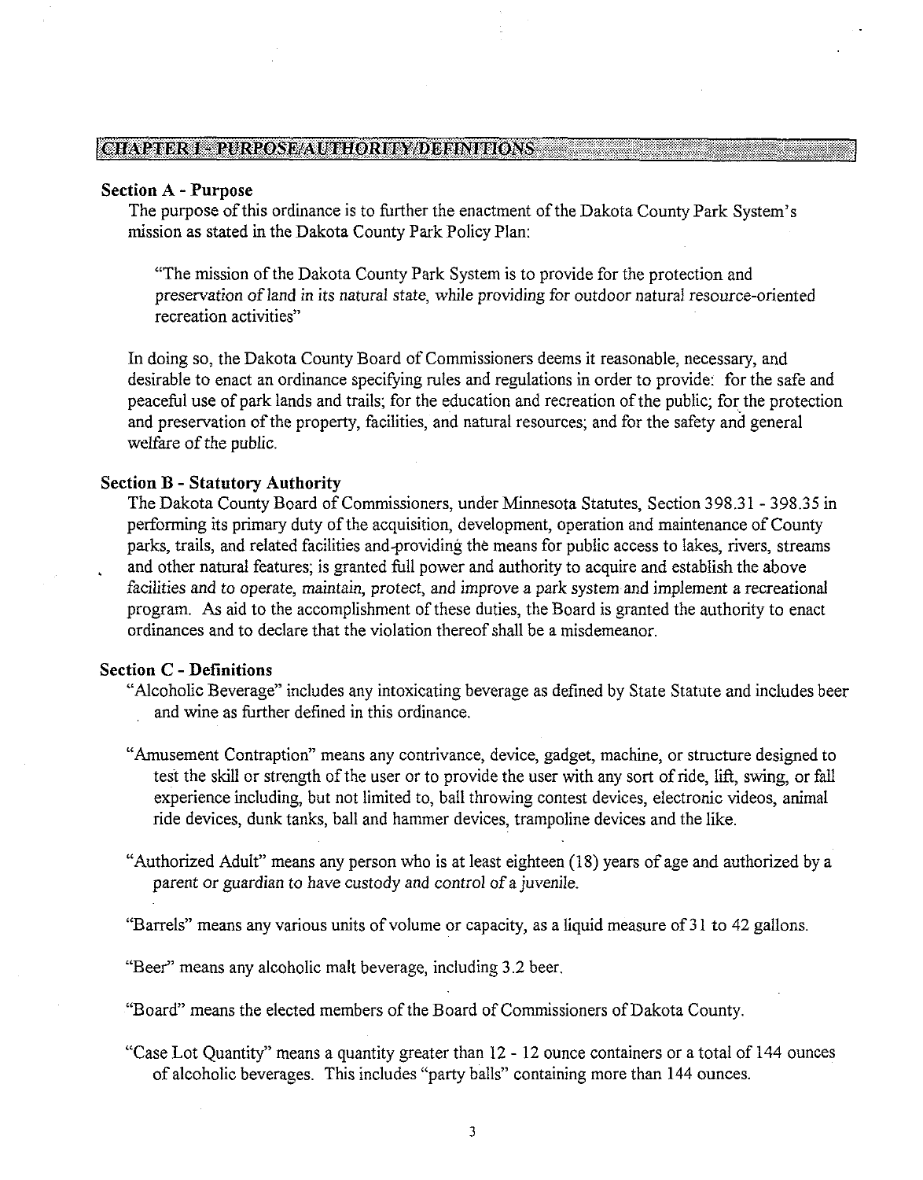## CHAPTER I - PURPOSE/AUTHORITY/DEFINITIONS

### Section A - Purpose

The purpose of this ordinance is to further the enactment of the Dakota County Park System's mission as stated in the Dakota County Park Policy Plan:

> "The mission of the Dakota County Park System is to provide for the protection and preservation of land in its natural state, while providing for outdoor natural resource-oriented recreation activities"

In doing so, the Dakota County Board of Commissioners deems it reasonable, necessary, and desirable to enact an ordinance specifying rules and regulations in order to provide: for the safe and peaceful use of park lands and trails; for the education and recreation of the public; for the protection and preservation of the property, facilities, and natural resources; and for the safety and general welfare of the public.

### Section B - Statutory Authority

The Dakota County Board of Commissioners, under Minnesota Statutes, Section 398.31 - 398.35 in performing its primary duty of the acquisition, development, operation and maintenance of County parks, trails, and related facilities and providing the means for public access to lakes, rivers, streams and other natural features; is granted full power and authority to acquire and establish the above facilities and to operate, maintain, protect, and improve a park system and implement a recreational program. As aid to the accomplishment of these duties, the Board is granted the authority to enact ordinances and to declare that the violation thereof shall be a misdemeanor.

### Section C - Definitions

"Alcoholic Beverage" includes any intoxicating beverage as defined by State Statute and includes beer and wine as further defined in this ordinance.

"Amusement Contraption" means any contrivance, device, gadget, machine, or structure designed to test the skill or strength of the user or to provide the user with any sort of ride, lift, swing, or fall experience including, but not limited to, ball throwing contest devices, electronic videos, animal ride devices, dunk tanks, ball and hammer devices, trampoline devices and the like.

"Authorized Adult" means any person who is at least eighteen (18) years of age and authorized by a parent or guardian to have custody and control of a juvenile.

"Barrels" means any various units of volume or capacity, as a liquid measure of 31 to 42 gallons.

"Beer" means any alcoholic malt beverage, including 3.2 beer.

"Board" means the elected members of the Board of Commissioners of Dakota County.

"Case Lot Quantity" means a quantity greater than 12 - 12 ounce containers or a total of 144 ounces of alcoholic beverages. This includes "party balls" containing more than 144 ounces.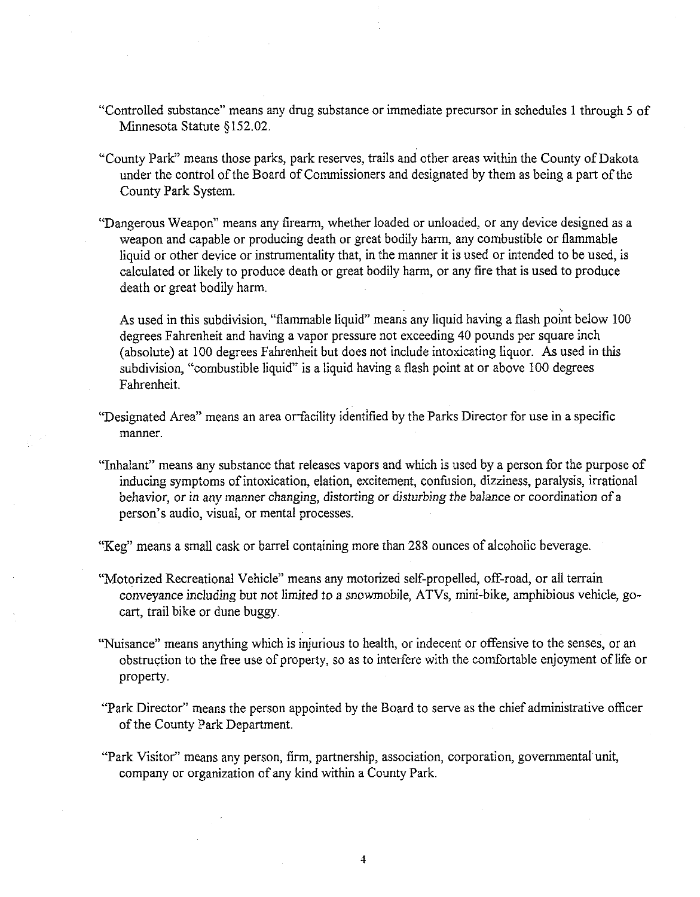"Controlled substance" means any drug substance or immediate precursor in schedules 1 through 5 of Minnesota Statute §152.02.

"County Park" means those parks, park reserves, trails and other areas within the County of Dakota under the control of the Board of Commissioners and designated by them as being a part of the County Park System.

"Dangerous Weapon" means any firearm, whether loaded or unloaded, or any device designed as a weapon and capable or producing death or great bodily harm, any combustible or flammable liquid or other device or instrumentality that, in the manner it is used or intended to be used, is calculated or likely to produce death or great bodily harm, or any fire that is used to produce death or great bodily harm.

As used in this subdivision, "flammable liquid" means any liquid having a flash point below 100 degrees Fahrenheit and having a vapor pressure not exceeding 40 pounds per square inch (absolute) at 100 degrees Fahrenheit but does not include intoxicating liquor. As used in this subdivision, "combustible liquid" is a liquid having a flash point at or above 100 degrees Fahrenheit.

"Designated Area" means an area or facility identified by the Parks Director for use in a specific manner.

"Inhalant" means any substance that releases vapors and which is used by a person for the purpose of inducing symptoms of intoxication, elation, excitement, confusion, dizziness, paralysis, irrational behavior, or in any manner changing, distorting or disturbing the balance or coordination of a person's audio, visual, or mental processes.

"Keg" means a small cask or barrel containing more than 288 ounces of alcoholic beverage.

"Motorized Recreational Vehicle" means any motorized self-propelled, off-road, or all terrain conveyance including but not limited to a snowmobile, ATVs, mini-bike, amphibious vehicle, go-cart, trail bike or dune buggy.

"Nuisance" means anything which is injurious to health, or indecent or offensive to the senses, or an obstruction to the free use of property, so as to interfere with the comfortable enjoyment of life or property.

"Park Director" means the person appointed by the Board to serve as the chief administrative officer of the County Park Department.

"Park Visitor" means any person, firm, partnership, association, corporation, governmental unit, company or organization of any kind within a County Park.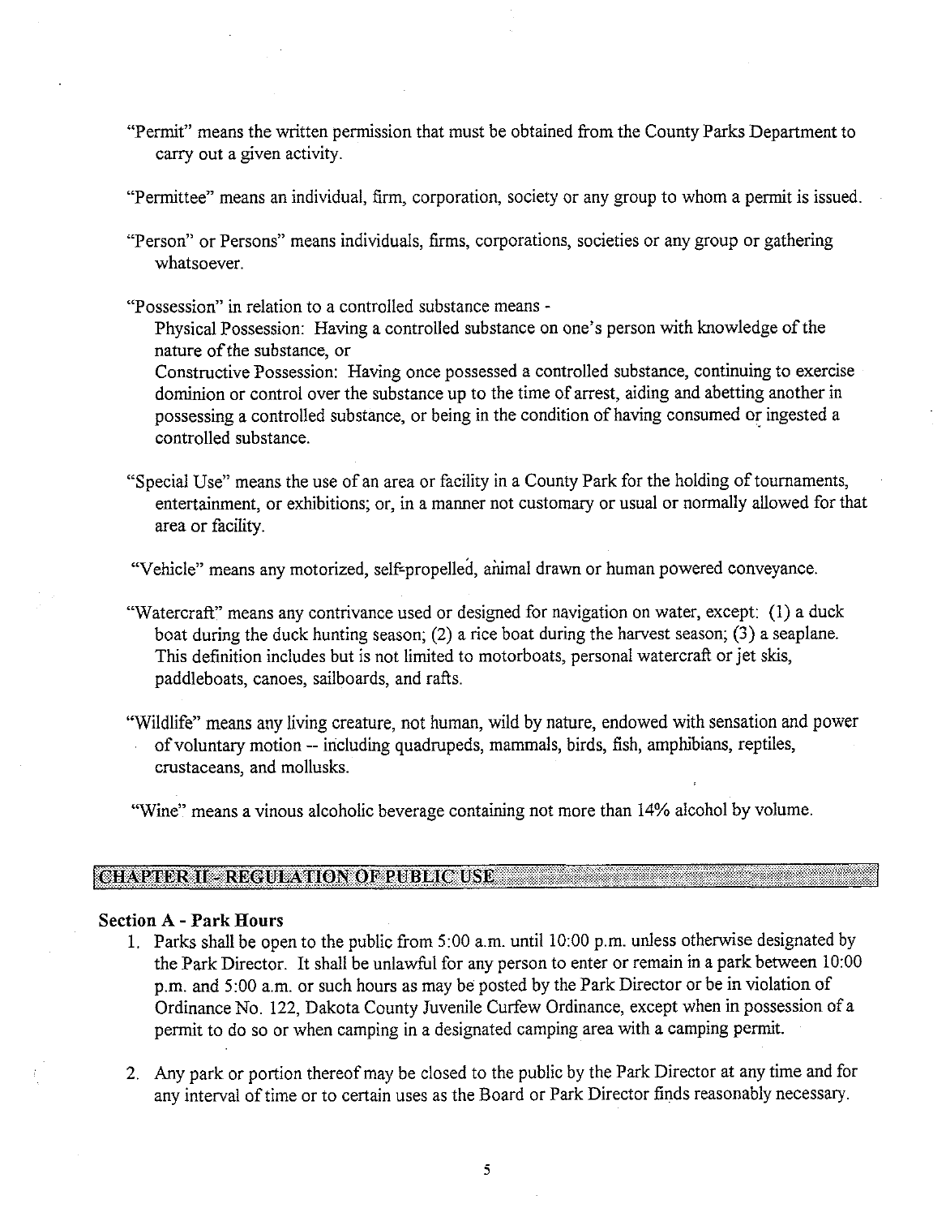"Permit" means the written permission that must be obtained from the County Parks Department to carry out a given activity.

"Permittee" means an individual, firm, corporation, society or any group to whom a permit is issued.

"Person" or Persons" means individuals, firms, corporations, societies or any group or gathering whatsoever.

"Possession" in relation to a controlled substance means -

Physical Possession: Having a controlled substance on one's person with knowledge of the nature of the substance, or

Constructive Possession: Having once possessed a controlled substance, continuing to exercise dominion or control over the substance up to the time of arrest, aiding and abetting another in possessing a controlled substance, or being in the condition of having consumed or ingested a controlled substance.

"Special Use" means the use of an area or facility in a County Park for the holding of tournaments, entertainment, or exhibitions; or, in a manner not customary or usual or normally allowed for that area or facility.

"Vehicle" means any motorized, self-propelled, animal drawn or human powered conveyance.

"Watercraft" means any contrivance used or designed for navigation on water, except: (1) a duck boat during the duck hunting season; (2) a rice boat during the harvest season; (3) a seaplane. This definition includes but is not limited to motorboats, personal watercraft or jet skis, paddleboats, canoes, sailboards, and rafts.

"Wildlife" means any living creature, not human, wild by nature, endowed with sensation and power of voluntary motion -- including quadrupeds, mammals, birds, fish, amphibians, reptiles, crustaceans, and mollusks.

"Wine" means a vinous alcoholic beverage containing not more than 14% alcohol by volume.

## CHAPTER II - REGULATION OF PUBLIC USE

### Section A - Park Hours

1. Parks shall be open to the public from 5:00 a.m. until 10:00 p.m. unless otherwise designated by the Park Director. It shall be unlawful for any person to enter or remain in a park between 10:00 p.m. and 5:00 a.m. or such hours as may be posted by the Park Director or be in violation of Ordinance No. 122, Dakota County Juvenile Curfew Ordinance, except when in possession of a permit to do so or when camping in a designated camping area with a camping permit.

2. Any park or portion thereof may be closed to the public by the Park Director at any time and for any interval of time or to certain uses as the Board or Park Director finds reasonably necessary.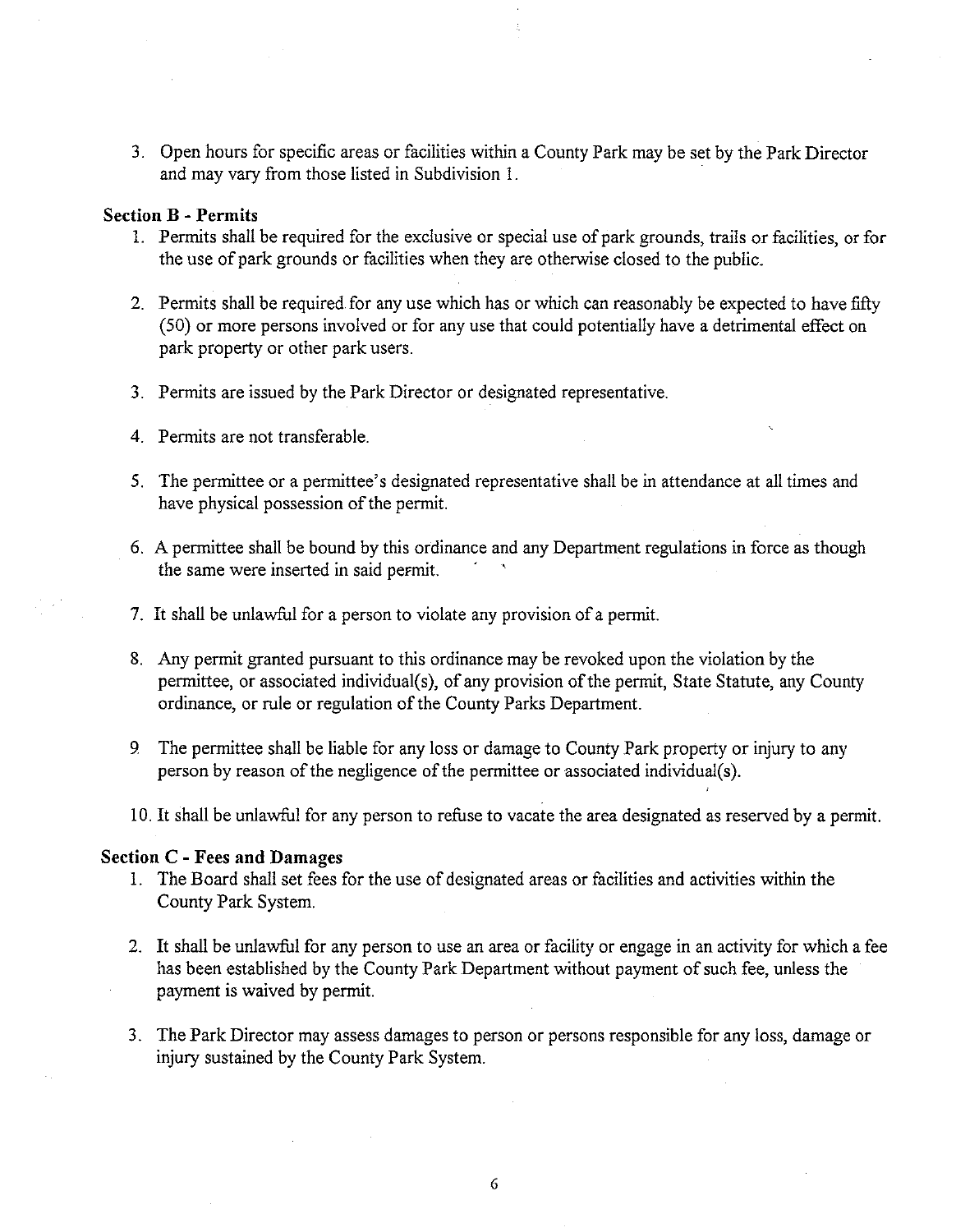3. Open hours for specific areas or facilities within a County Park may be set by the Park Director and may vary from those listed in Subdivision 1.

**Section B - Permits**

1. Permits shall be required for the exclusive or special use of park grounds, trails or facilities, or for the use of park grounds or facilities when they are otherwise closed to the public.
2. Permits shall be required for any use which has or which can reasonably be expected to have fifty (50) or more persons involved or for any use that could potentially have a detrimental effect on park property or other park users.
3. Permits are issued by the Park Director or designated representative.
4. Permits are not transferable.
5. The permittee or a permittee's designated representative shall be in attendance at all times and have physical possession of the permit.
6. A permittee shall be bound by this ordinance and any Department regulations in force as though the same were inserted in said permit.
7. It shall be unlawful for a person to violate any provision of a permit.
8. Any permit granted pursuant to this ordinance may be revoked upon the violation by the permittee, or associated individual(s), of any provision of the permit, State Statute, any County ordinance, or rule or regulation of the County Parks Department.
9. The permittee shall be liable for any loss or damage to County Park property or injury to any person by reason of the negligence of the permittee or associated individual(s).
10. It shall be unlawful for any person to refuse to vacate the area designated as reserved by a permit.

**Section C - Fees and Damages**

1. The Board shall set fees for the use of designated areas or facilities and activities within the County Park System.
2. It shall be unlawful for any person to use an area or facility or engage in an activity for which a fee has been established by the County Park Department without payment of such fee, unless the payment is waived by permit.
3. The Park Director may assess damages to person or persons responsible for any loss, damage or injury sustained by the County Park System.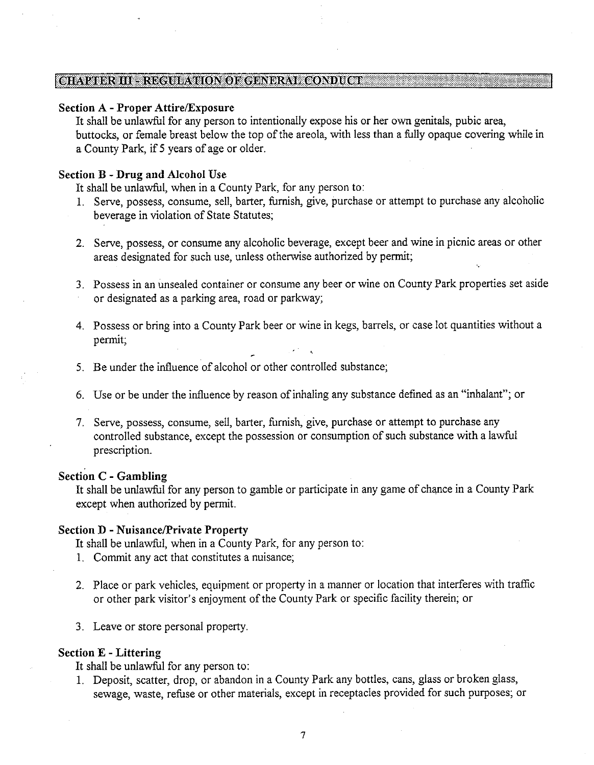## CHAPTER III - REGULATION OF GENERAL CONDUCT

### Section A - Proper Attire/Exposure

It shall be unlawful for any person to intentionally expose his or her own genitals, pubic area, buttocks, or female breast below the top of the areola, with less than a fully opaque covering while in a County Park, if 5 years of age or older.

### Section B - Drug and Alcohol Use

It shall be unlawful, when in a County Park, for any person to:

1. Serve, possess, consume, sell, barter, furnish, give, purchase or attempt to purchase any alcoholic beverage in violation of State Statutes;
2. Serve, possess, or consume any alcoholic beverage, except beer and wine in picnic areas or other areas designated for such use, unless otherwise authorized by permit;
3. Possess in an unsealed container or consume any beer or wine on County Park properties set aside or designated as a parking area, road or parkway;
4. Possess or bring into a County Park beer or wine in kegs, barrels, or case lot quantities without a permit;
5. Be under the influence of alcohol or other controlled substance;
6. Use or be under the influence by reason of inhaling any substance defined as an "inhalant"; or
7. Serve, possess, consume, sell, barter, furnish, give, purchase or attempt to purchase any controlled substance, except the possession or consumption of such substance with a lawful prescription.

### Section C - Gambling

It shall be unlawful for any person to gamble or participate in any game of chance in a County Park except when authorized by permit.

### Section D - Nuisance/Private Property

It shall be unlawful, when in a County Park, for any person to:

1. Commit any act that constitutes a nuisance;
2. Place or park vehicles, equipment or property in a manner or location that interferes with traffic or other park visitor's enjoyment of the County Park or specific facility therein; or
3. Leave or store personal property.

### Section E - Littering

It shall be unlawful for any person to:

1. Deposit, scatter, drop, or abandon in a County Park any bottles, cans, glass or broken glass, sewage, waste, refuse or other materials, except in receptacles provided for such purposes; or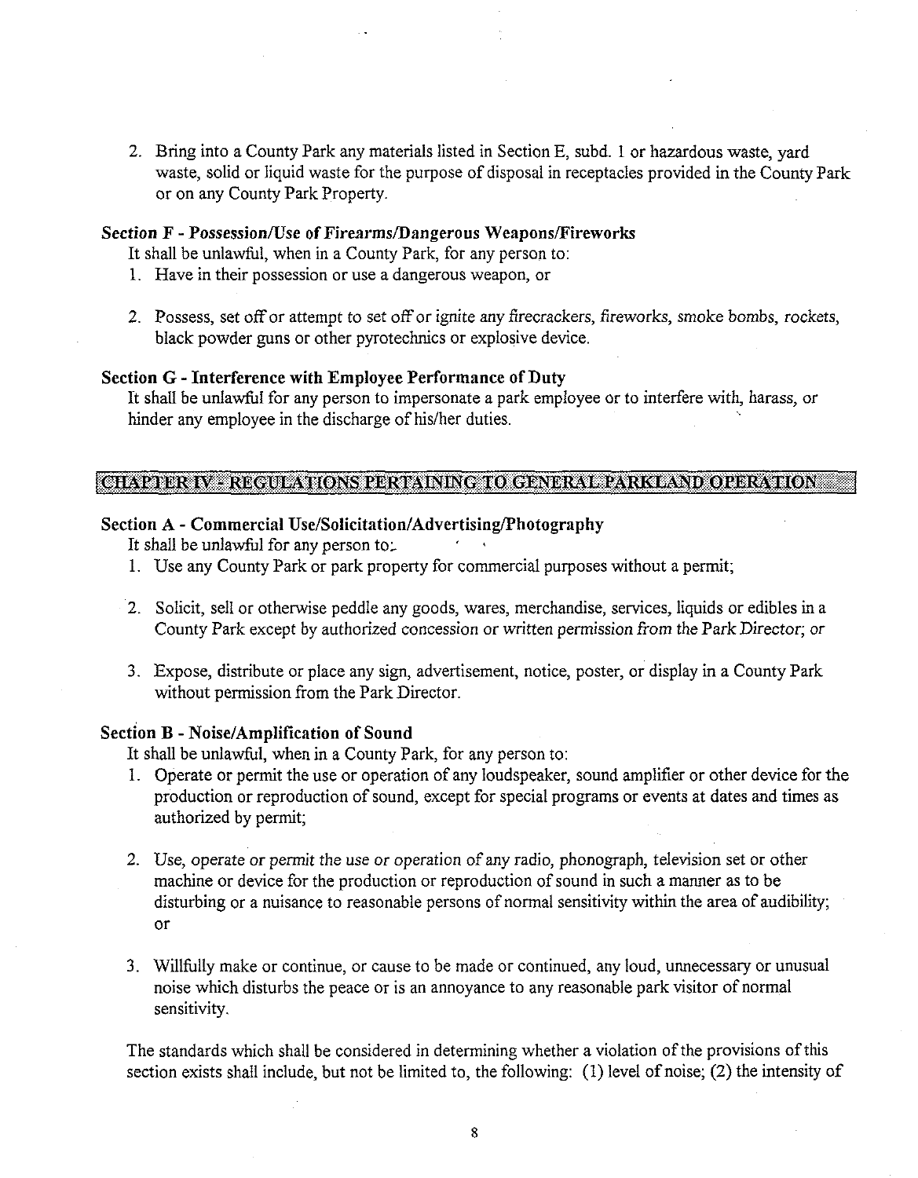2. Bring into a County Park any materials listed in Section E, subd. 1 or hazardous waste, yard waste, solid or liquid waste for the purpose of disposal in receptacles provided in the County Park or on any County Park Property.

### *Section F - Possession/Use of Firearms/Dangerous Weapons/Fireworks*

It shall be unlawful, when in a County Park, for any person to:

1. Have in their possession or use a dangerous weapon, or

2. Possess, set off or attempt to set off or ignite any firecrackers, fireworks, smoke bombs, rockets, black powder guns or other pyrotechnics or explosive device.

### Section G - Interference with Employee Performance of Duty

It shall be unlawful for any person to impersonate a park employee or to interfere with, harass, or hinder any employee in the discharge of his/her duties.

## CHAPTER IV - REGULATIONS PERTAINING TO GENERAL PARKLAND OPERATION

### Section A - Commercial Use/Solicitation/Advertising/Photography

It shall be unlawful for any person to:

1. Use any County Park or park property for commercial purposes without a permit;

2. Solicit, sell or otherwise peddle any goods, wares, merchandise, services, liquids or edibles in a County Park except by authorized concession or written permission from the Park Director; or

3. Expose, distribute or place any sign, advertisement, notice, poster, or display in a County Park without permission from the Park Director.

### Section B - Noise/Amplification of Sound

It shall be unlawful, when in a County Park, for any person to:

1. Operate or permit the use or operation of any loudspeaker, sound amplifier or other device for the production or reproduction of sound, except for special programs or events at dates and times as authorized by permit;

2. Use, operate or permit the use or operation of any radio, phonograph, television set or other machine or device for the production or reproduction of sound in such a manner as to be disturbing or a nuisance to reasonable persons of normal sensitivity within the area of audibility; or

3. Willfully make or continue, or cause to be made or continued, any loud, unnecessary or unusual noise which disturbs the peace or is an annoyance to any reasonable park visitor of normal sensitivity.

The standards which shall be considered in determining whether a violation of the provisions of this section exists shall include, but not be limited to, the following: (1) level of noise; (2) the intensity of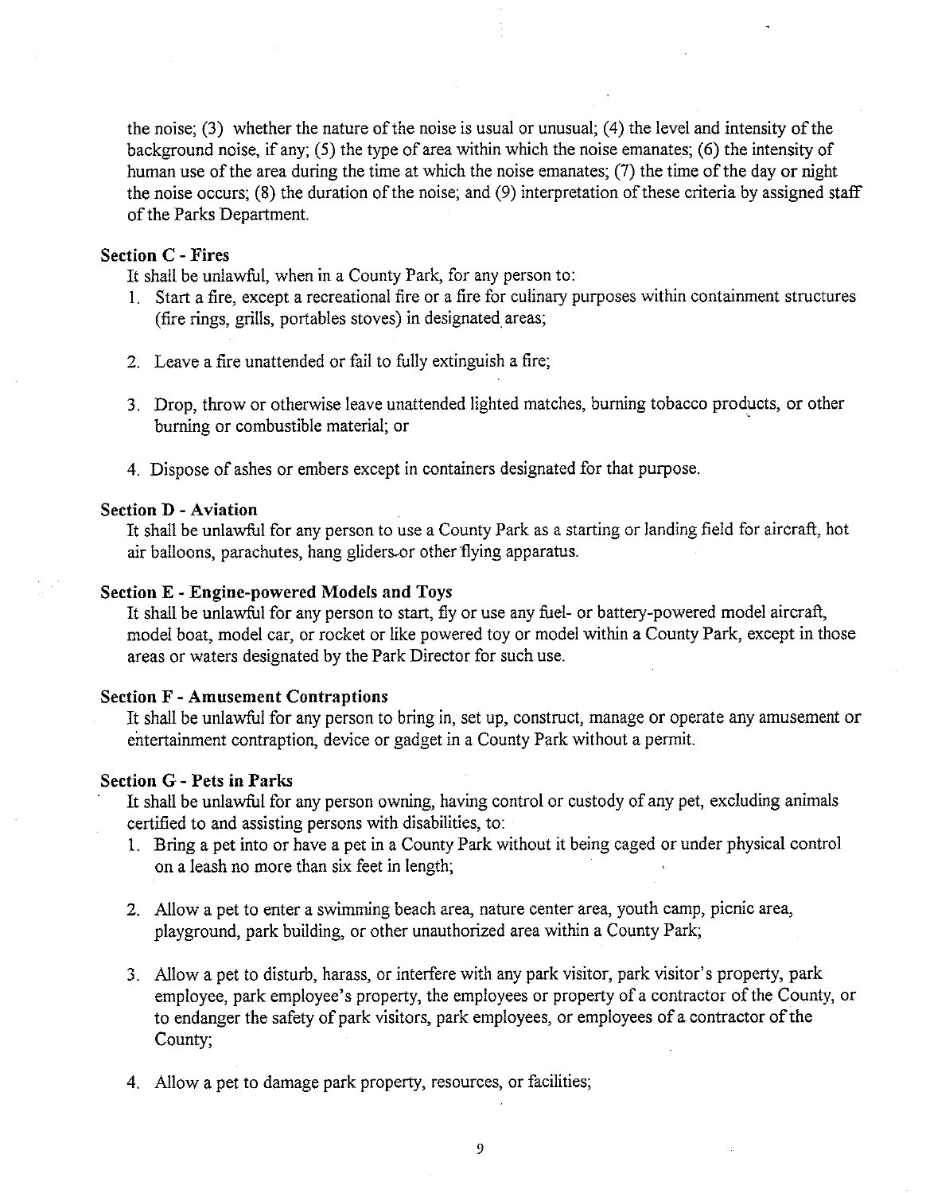the noise; (3) whether the nature of the noise is usual or unusual; (4) the level and intensity of the background noise, if any; (5) the type of area within which the noise emanates; (6) the intensity of human use of the area during the time at which the noise emanates; (7) the time of the day or night the noise occurs; (8) the duration of the noise; and (9) interpretation of these criteria by assigned staff of the Parks Department.

**Section C - Fires**

It shall be unlawful, when in a County Park, for any person to:

1. Start a fire, except a recreational fire or a fire for culinary purposes within containment structures (fire rings, grills, portables stoves) in designated areas;

2. Leave a fire unattended or fail to fully extinguish a fire;

3. Drop, throw or otherwise leave unattended lighted matches, burning tobacco products, or other burning or combustible material; or

4. Dispose of ashes or embers except in containers designated for that purpose.

**Section D - Aviation**

It shall be unlawful for any person to use a County Park as a starting or landing field for aircraft, hot air balloons, parachutes, hang gliders or other flying apparatus.

**Section E - Engine-powered Models and Toys**

It shall be unlawful for any person to start, fly or use any fuel- or battery-powered model aircraft, model boat, model car, or rocket or like powered toy or model within a County Park, except in those areas or waters designated by the Park Director for such use.

**Section F - Amusement Contraptions**

It shall be unlawful for any person to bring in, set up, construct, manage or operate any amusement or entertainment contraption, device or gadget in a County Park without a permit.

**Section G - Pets in Parks**

It shall be unlawful for any person owning, having control or custody of any pet, excluding animals certified to and assisting persons with disabilities, to:

1. Bring a pet into or have a pet in a County Park without it being caged or under physical control on a leash no more than six feet in length;

2. Allow a pet to enter a swimming beach area, nature center area, youth camp, picnic area, playground, park building, or other unauthorized area within a County Park;

3. Allow a pet to disturb, harass, or interfere with any park visitor, park visitor's property, park employee, park employee's property, the employees or property of a contractor of the County, or to endanger the safety of park visitors, park employees, or employees of a contractor of the County;

4. Allow a pet to damage park property, resources, or facilities;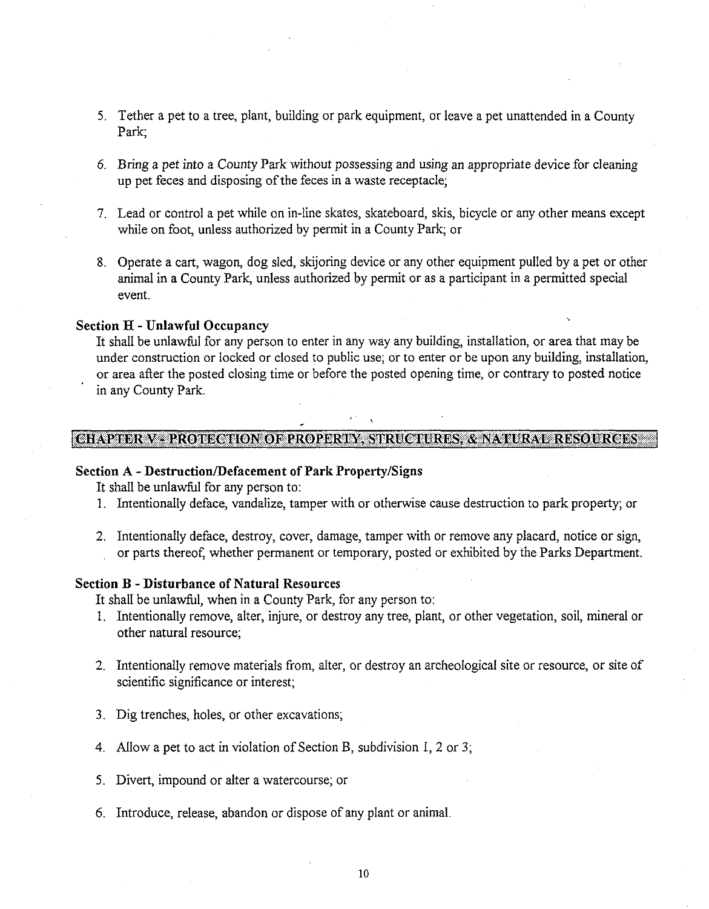5. Tether a pet to a tree, plant, building or park equipment, or leave a pet unattended in a County Park;

6. Bring a pet into a County Park without possessing and using an appropriate device for cleaning up pet feces and disposing of the feces in a waste receptacle;

7. Lead or control a pet while on in-line skates, skateboard, skis, bicycle or any other means except while on foot, unless authorized by permit in a County Park; or

8. Operate a cart, wagon, dog sled, skijoring device or any other equipment pulled by a pet or other animal in a County Park, unless authorized by permit or as a participant in a permitted special event.

### Section H - Unlawful Occupancy

It shall be unlawful for any person to enter in any way any building, installation, or area that may be under construction or locked or closed to public use; or to enter or be upon any building, installation, or area after the posted closing time or before the posted opening time, or contrary to posted notice in any County Park.

## CHAPTER V - PROTECTION OF PROPERTY, STRUCTURES, & NATURAL RESOURCES

### Section A - Destruction/Defacement of Park Property/Signs

It shall be unlawful for any person to:

1. Intentionally deface, vandalize, tamper with or otherwise cause destruction to park property; or

2. Intentionally deface, destroy, cover, damage, tamper with or remove any placard, notice or sign, or parts thereof, whether permanent or temporary, posted or exhibited by the Parks Department.

### Section B - Disturbance of Natural Resources

It shall be unlawful, when in a County Park, for any person to:

1. Intentionally remove, alter, injure, or destroy any tree, plant, or other vegetation, soil, mineral or other natural resource;

2. Intentionally remove materials from, alter, or destroy an archeological site or resource, or site of scientific significance or interest;

3. Dig trenches, holes, or other excavations;

4. Allow a pet to act in violation of Section B, subdivision 1, 2 or 3;

5. Divert, impound or alter a watercourse; or

6. Introduce, release, abandon or dispose of any plant or animal.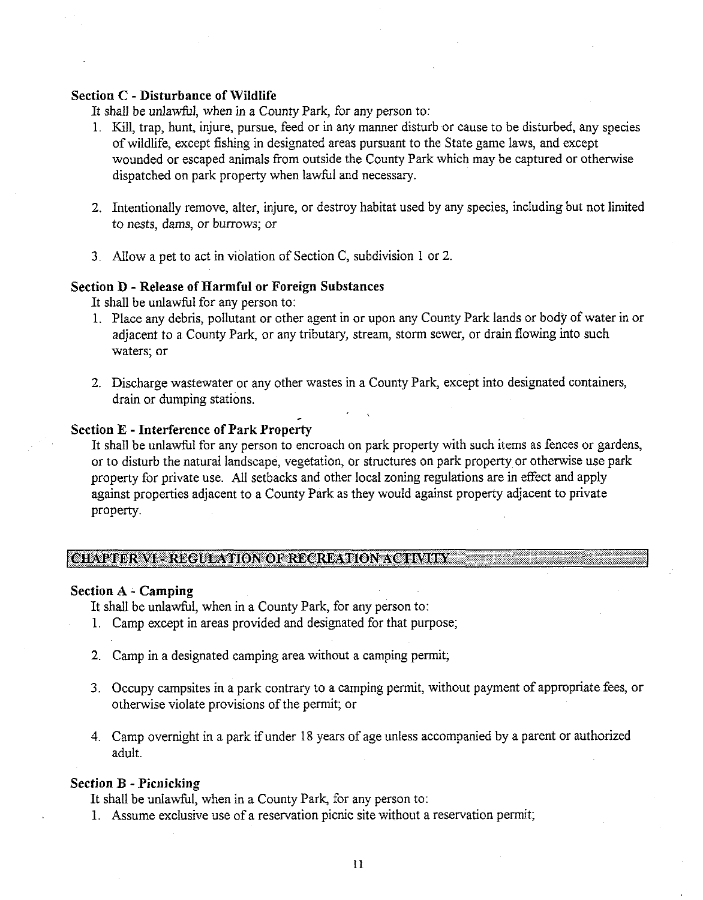### Section C - Disturbance of Wildlife

It shall be unlawful, when in a County Park, for any person to:

1. Kill, trap, hunt, injure, pursue, feed or in any manner disturb or cause to be disturbed, any species of wildlife, except fishing in designated areas pursuant to the State game laws, and except wounded or escaped animals from outside the County Park which may be captured or otherwise dispatched on park property when lawful and necessary.

2. Intentionally remove, alter, injure, or destroy habitat used by any species, including but not limited to nests, dams, or burrows; or

3. Allow a pet to act in violation of Section C, subdivision 1 or 2.

### Section D - Release of Harmful or Foreign Substances

It shall be unlawful for any person to:

1. Place any debris, pollutant or other agent in or upon any County Park lands or body of water in or adjacent to a County Park, or any tributary, stream, storm sewer, or drain flowing into such waters; or

2. Discharge wastewater or any other wastes in a County Park, except into designated containers, drain or dumping stations.

### Section E - Interference of Park Property

It shall be unlawful for any person to encroach on park property with such items as fences or gardens, or to disturb the natural landscape, vegetation, or structures on park property or otherwise use park property for private use. All setbacks and other local zoning regulations are in effect and apply against properties adjacent to a County Park as they would against property adjacent to private property.

## CHAPTER VI - REGULATION OF RECREATION ACTIVITY

### Section A - Camping

It shall be unlawful, when in a County Park, for any person to:

1. Camp except in areas provided and designated for that purpose;

2. Camp in a designated camping area without a camping permit;

3. Occupy campsites in a park contrary to a camping permit, without payment of appropriate fees, or otherwise violate provisions of the permit; or

4. Camp overnight in a park if under 18 years of age unless accompanied by a parent or authorized adult.

### Section B - Picnicking

It shall be unlawful, when in a County Park, for any person to:

1. Assume exclusive use of a reservation picnic site without a reservation permit;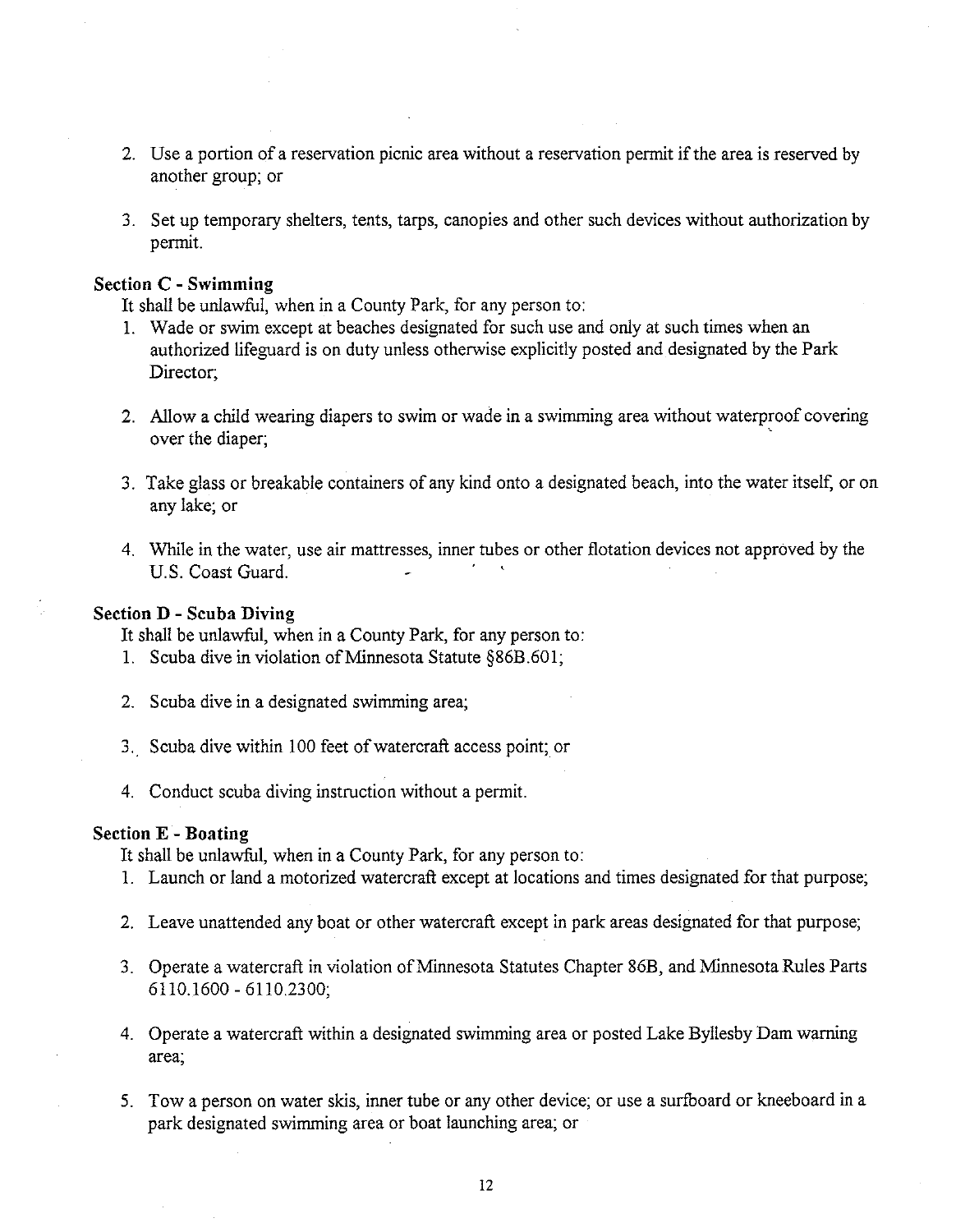2. Use a portion of a reservation picnic area without a reservation permit if the area is reserved by another group; or

3. Set up temporary shelters, tents, tarps, canopies and other such devices without authorization by permit.

**Section C - Swimming**

It shall be unlawful, when in a County Park, for any person to:

1. Wade or swim except at beaches designated for such use and only at such times when an authorized lifeguard is on duty unless otherwise explicitly posted and designated by the Park Director;

2. Allow a child wearing diapers to swim or wade in a swimming area without waterproof covering over the diaper;

3. Take glass or breakable containers of any kind onto a designated beach, into the water itself, or on any lake; or

4. While in the water, use air mattresses, inner tubes or other flotation devices not approved by the U.S. Coast Guard.

**Section D - Scuba Diving**

It shall be unlawful, when in a County Park, for any person to:

1. Scuba dive in violation of Minnesota Statute §86B.601;

2. Scuba dive in a designated swimming area;

3. Scuba dive within 100 feet of watercraft access point; or

4. Conduct scuba diving instruction without a permit.

**Section E - Boating**

It shall be unlawful, when in a County Park, for any person to:

1. Launch or land a motorized watercraft except at locations and times designated for that purpose;

2. Leave unattended any boat or other watercraft except in park areas designated for that purpose;

3. Operate a watercraft in violation of Minnesota Statutes Chapter 86B, and Minnesota Rules Parts 6110.1600 - 6110.2300;

4. Operate a watercraft within a designated swimming area or posted Lake Byllesby Dam warning area;

5. Tow a person on water skis, inner tube or any other device; or use a surfboard or kneeboard in a park designated swimming area or boat launching area; or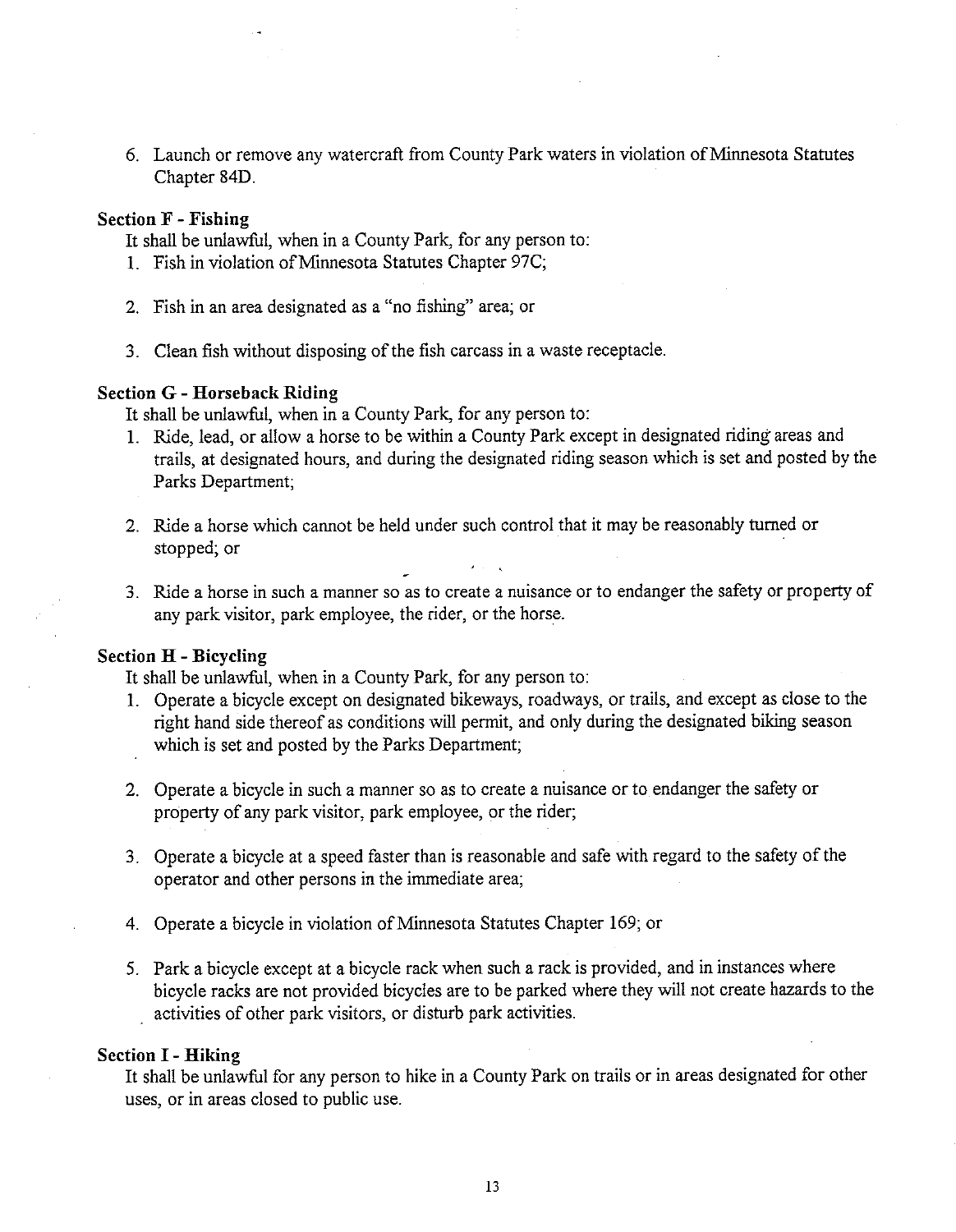6. Launch or remove any watercraft from County Park waters in violation of Minnesota Statutes Chapter 84D.

**Section F - Fishing**

It shall be unlawful, when in a County Park, for any person to:

1. Fish in violation of Minnesota Statutes Chapter 97C;

2. Fish in an area designated as a "no fishing" area; or

3. Clean fish without disposing of the fish carcass in a waste receptacle.

**Section G - Horseback Riding**

It shall be unlawful, when in a County Park, for any person to:

1. Ride, lead, or allow a horse to be within a County Park except in designated riding areas and trails, at designated hours, and during the designated riding season which is set and posted by the Parks Department;

2. Ride a horse which cannot be held under such control that it may be reasonably turned or stopped; or

3. Ride a horse in such a manner so as to create a nuisance or to endanger the safety or property of any park visitor, park employee, the rider, or the horse.

**Section H - Bicycling**

It shall be unlawful, when in a County Park, for any person to:

1. Operate a bicycle except on designated bikeways, roadways, or trails, and except as close to the right hand side thereof as conditions will permit, and only during the designated biking season which is set and posted by the Parks Department;

2. Operate a bicycle in such a manner so as to create a nuisance or to endanger the safety or property of any park visitor, park employee, or the rider;

3. Operate a bicycle at a speed faster than is reasonable and safe with regard to the safety of the operator and other persons in the immediate area;

4. Operate a bicycle in violation of Minnesota Statutes Chapter 169; or

5. Park a bicycle except at a bicycle rack when such a rack is provided, and in instances where bicycle racks are not provided bicycles are to be parked where they will not create hazards to the activities of other park visitors, or disturb park activities.

**Section I - Hiking**

It shall be unlawful for any person to hike in a County Park on trails or in areas designated for other uses, or in areas closed to public use.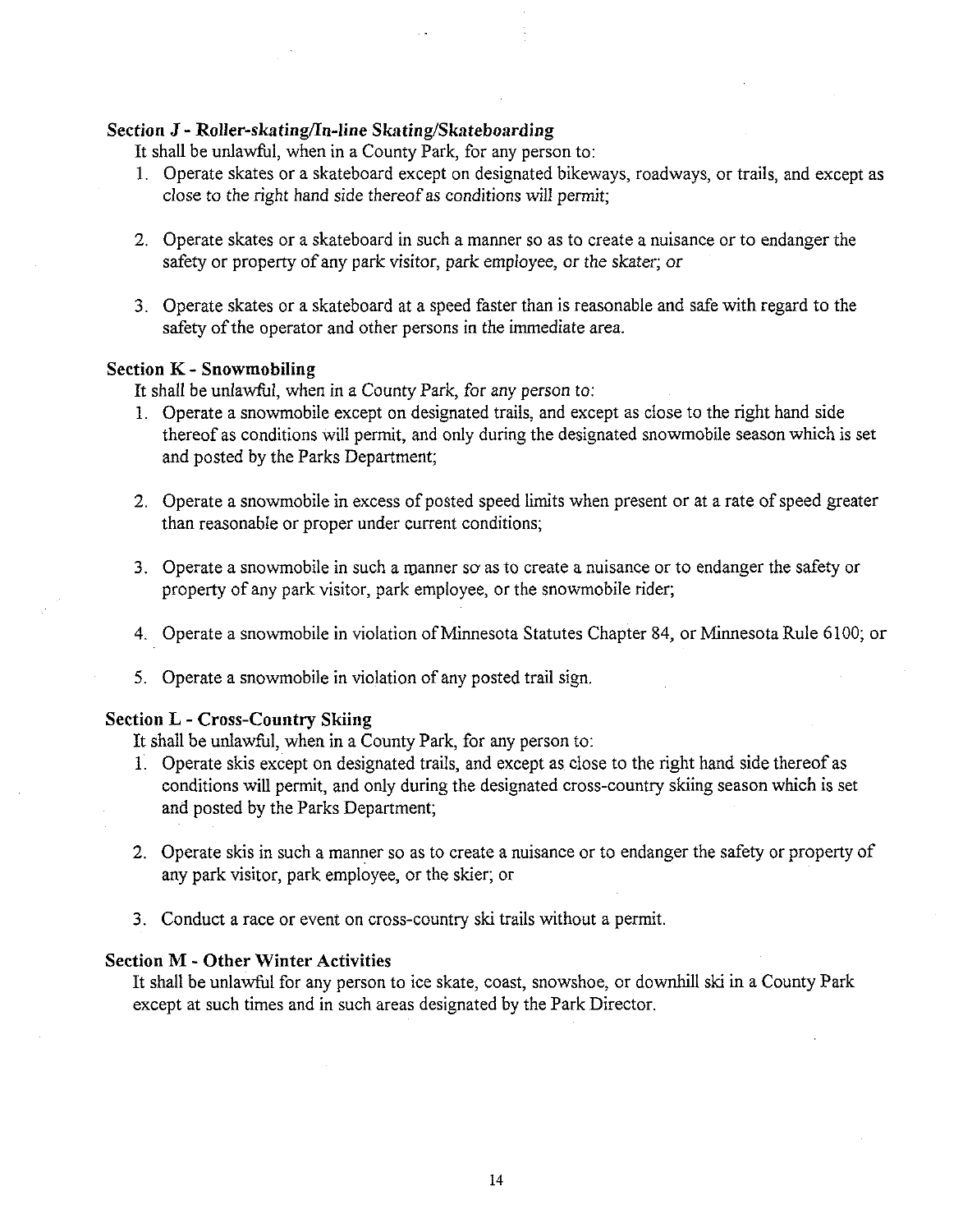### Section J - Roller-skating/In-line Skating/Skateboarding

It shall be unlawful, when in a County Park, for any person to:

1. Operate skates or a skateboard except on designated bikeways, roadways, or trails, and except as close to the right hand side thereof as conditions will permit;

2. Operate skates or a skateboard in such a manner so as to create a nuisance or to endanger the safety or property of any park visitor, park employee, or the skater; or

3. Operate skates or a skateboard at a speed faster than is reasonable and safe with regard to the safety of the operator and other persons in the immediate area.

### Section K - Snowmobiling

It shall be unlawful, when in a County Park, for any person to:

1. Operate a snowmobile except on designated trails, and except as close to the right hand side thereof as conditions will permit, and only during the designated snowmobile season which is set and posted by the Parks Department;

2. Operate a snowmobile in excess of posted speed limits when present or at a rate of speed greater than reasonable or proper under current conditions;

3. Operate a snowmobile in such a manner so as to create a nuisance or to endanger the safety or property of any park visitor, park employee, or the snowmobile rider;

4. Operate a snowmobile in violation of Minnesota Statutes Chapter 84, or Minnesota Rule 6100; or

5. Operate a snowmobile in violation of any posted trail sign.

### Section L - Cross-Country Skiing

It shall be unlawful, when in a County Park, for any person to:

1. Operate skis except on designated trails, and except as close to the right hand side thereof as conditions will permit, and only during the designated cross-country skiing season which is set and posted by the Parks Department;

2. Operate skis in such a manner so as to create a nuisance or to endanger the safety or property of any park visitor, park employee, or the skier; or

3. Conduct a race or event on cross-country ski trails without a permit.

### Section M - Other Winter Activities

It shall be unlawful for any person to ice skate, coast, snowshoe, or downhill ski in a County Park except at such times and in such areas designated by the Park Director.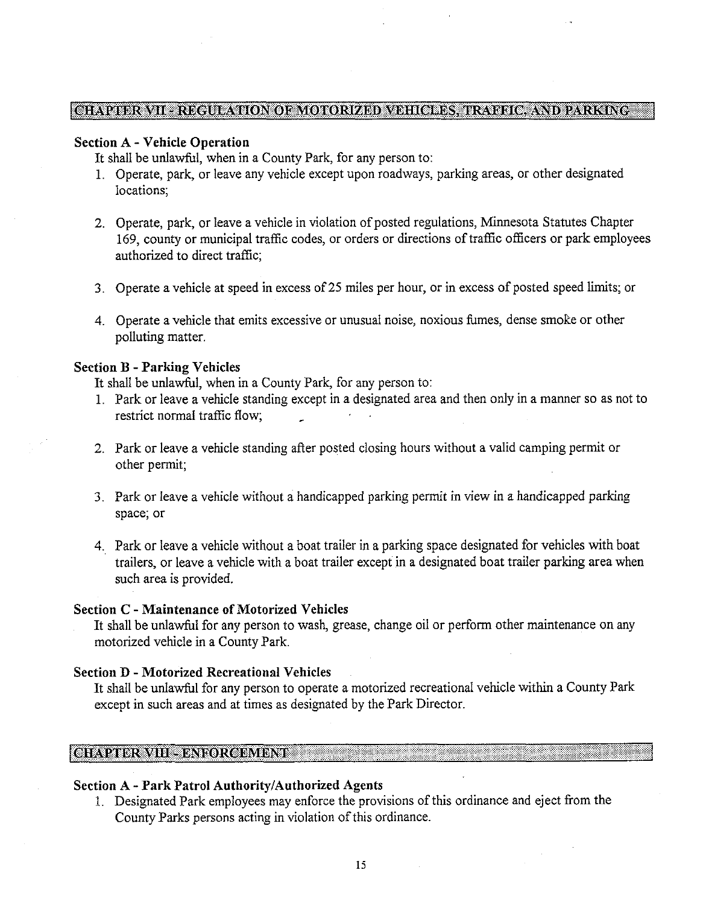## CHAPTER VII - REGULATION OF MOTORIZED VEHICLES, TRAFFIC, AND PARKING

### Section A - Vehicle Operation

It shall be unlawful, when in a County Park, for any person to:

1. Operate, park, or leave any vehicle except upon roadways, parking areas, or other designated locations;

2. Operate, park, or leave a vehicle in violation of posted regulations, Minnesota Statutes Chapter 169, county or municipal traffic codes, or orders or directions of traffic officers or park employees authorized to direct traffic;

3. Operate a vehicle at speed in excess of 25 miles per hour, or in excess of posted speed limits; or

4. Operate a vehicle that emits excessive or unusual noise, noxious fumes, dense smoke or other polluting matter.

### Section B - Parking Vehicles

It shall be unlawful, when in a County Park, for any person to:

1. Park or leave a vehicle standing except in a designated area and then only in a manner so as not to restrict normal traffic flow;

2. Park or leave a vehicle standing after posted closing hours without a valid camping permit or other permit;

3. Park or leave a vehicle without a handicapped parking permit in view in a handicapped parking space; or

4. Park or leave a vehicle without a boat trailer in a parking space designated for vehicles with boat trailers, or leave a vehicle with a boat trailer except in a designated boat trailer parking area when such area is provided.

### Section C - Maintenance of Motorized Vehicles

It shall be unlawful for any person to wash, grease, change oil or perform other maintenance on any motorized vehicle in a County Park.

### Section D - Motorized Recreational Vehicles

It shall be unlawful for any person to operate a motorized recreational vehicle within a County Park except in such areas and at times as designated by the Park Director.

## CHAPTER VIII - ENFORCEMENT

### Section A - Park Patrol Authority/Authorized Agents

1. Designated Park employees may enforce the provisions of this ordinance and eject from the County Parks persons acting in violation of this ordinance.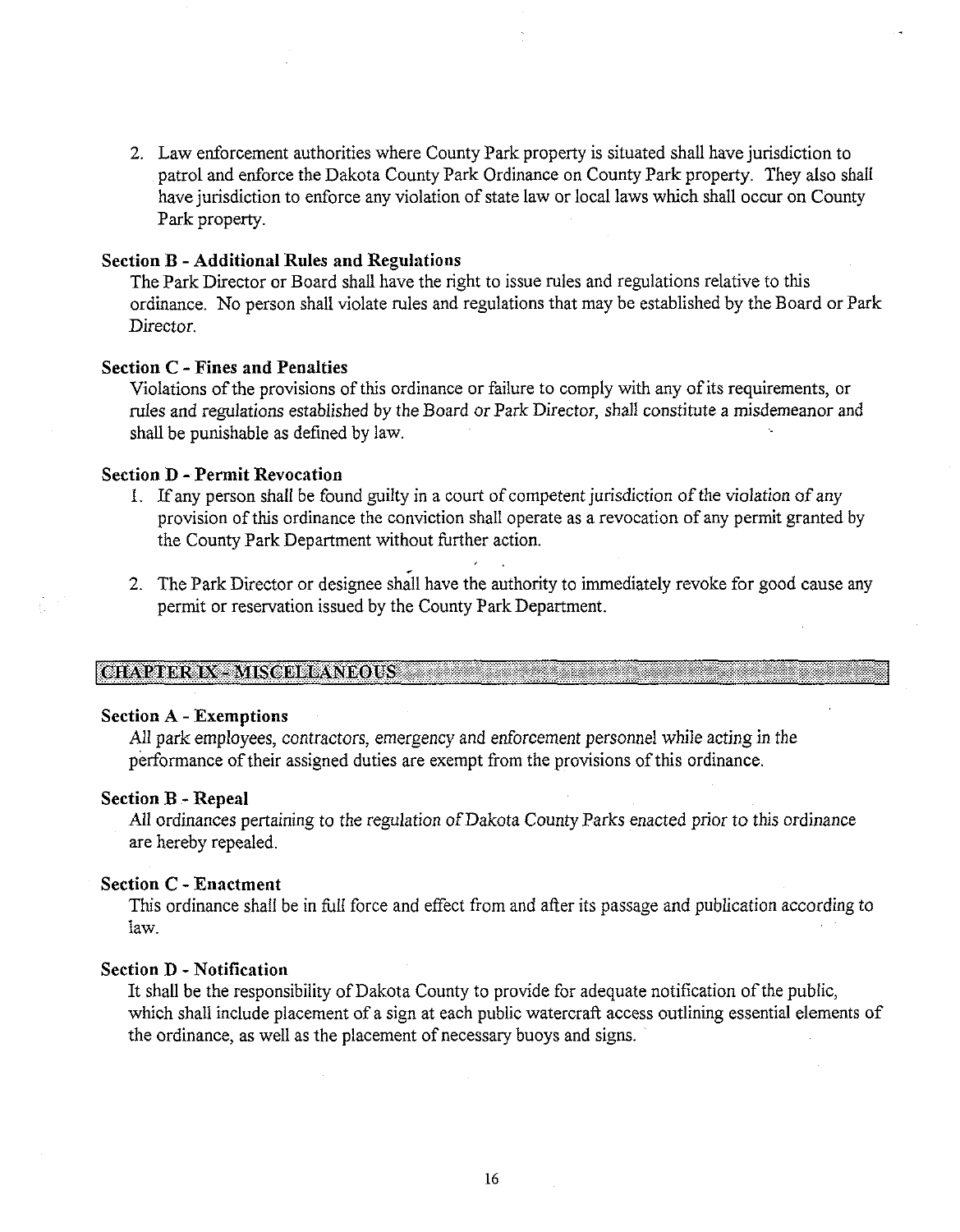2. Law enforcement authorities where County Park property is situated shall have jurisdiction to patrol and enforce the Dakota County Park Ordinance on County Park property. They also shall have jurisdiction to enforce any violation of state law or local laws which shall occur on County Park property.

**Section B - Additional Rules and Regulations**

The Park Director or Board shall have the right to issue rules and regulations relative to this ordinance. No person shall violate rules and regulations that may be established by the Board or Park Director.

**Section C - Fines and Penalties**

Violations of the provisions of this ordinance or failure to comply with any of its requirements, or rules and regulations established by the Board or Park Director, shall constitute a misdemeanor and shall be punishable as defined by law.

**Section D - Permit Revocation**

1. If any person shall be found guilty in a court of competent jurisdiction of the violation of any provision of this ordinance the conviction shall operate as a revocation of any permit granted by the County Park Department without further action.

2. The Park Director or designee shall have the authority to immediately revoke for good cause any permit or reservation issued by the County Park Department.

## CHAPTER IX - MISCELLANEOUS

**Section A - Exemptions**

All park employees, contractors, emergency and enforcement personnel while acting in the performance of their assigned duties are exempt from the provisions of this ordinance.

**Section B - Repeal**

All ordinances pertaining to the regulation of Dakota County Parks enacted prior to this ordinance are hereby repealed.

**Section C - Enactment**

This ordinance shall be in full force and effect from and after its passage and publication according to law.

**Section D - Notification**

It shall be the responsibility of Dakota County to provide for adequate notification of the public, which shall include placement of a sign at each public watercraft access outlining essential elements of the ordinance, as well as the placement of necessary buoys and signs.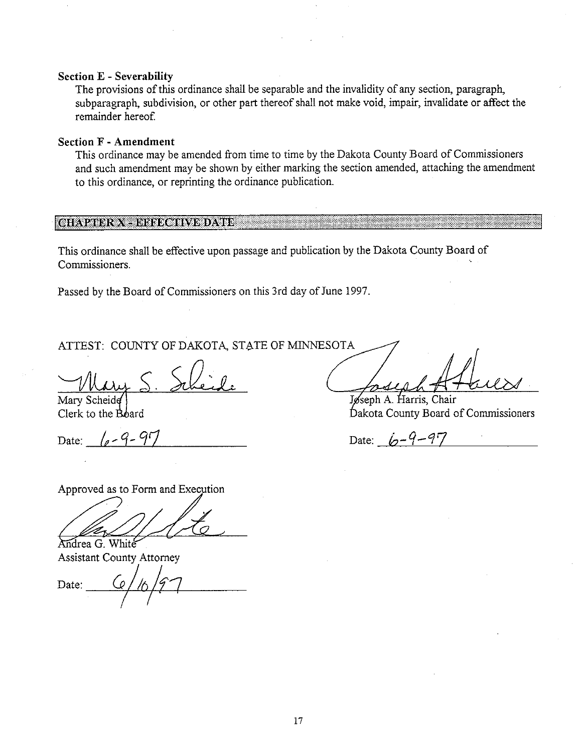**Section E - Severability**

The provisions of this ordinance shall be separable and the invalidity of any section, paragraph, subparagraph, subdivision, or other part thereof shall not make void, impair, invalidate or affect the remainder hereof.

**Section F - Amendment**

This ordinance may be amended from time to time by the Dakota County Board of Commissioners and such amendment may be shown by either marking the section amended, attaching the amendment to this ordinance, or reprinting the ordinance publication.

## CHAPTER X - EFFECTIVE DATE

This ordinance shall be effective upon passage and publication by the Dakota County Board of Commissioners.

Passed by the Board of Commissioners on this 3rd day of June 1997.

ATTEST: COUNTY OF DAKOTA, STATE OF MINNESOTA

Mary Scheide
Clerk to the Board

Date: 6-9-97

Joseph A. Harris, Chair
Dakota County Board of Commissioners

Date: 6-9-97

Approved as to Form and Execution

Andrea G. White
Assistant County Attorney

Date: 6/10/97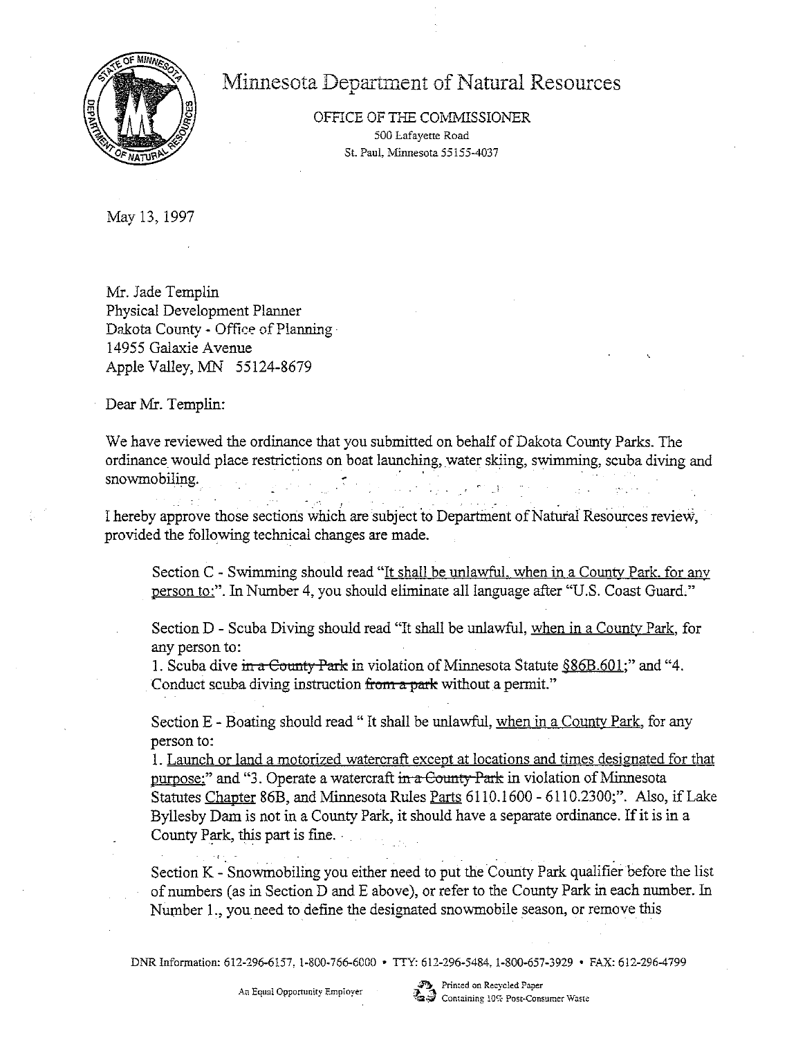# Minnesota Department of Natural Resources

OFFICE OF THE COMMISSIONER
500 Lafayette Road
St. Paul, Minnesota 55155-4037

May 13, 1997

Mr. Jade Templin
Physical Development Planner
Dakota County - Office of Planning
14955 Galaxie Avenue
Apple Valley, MN 55124-8679

Dear Mr. Templin:

We have reviewed the ordinance that you submitted on behalf of Dakota County Parks. The ordinance would place restrictions on boat launching, water skiing, swimming, scuba diving and snowmobiling.

I hereby approve those sections which are subject to Department of Natural Resources review, provided the following technical changes are made.

> Section C - Swimming should read "<u>It shall be unlawful, when in a County Park, for any person to:</u>". In Number 4, you should eliminate all language after "U.S. Coast Guard."
>
> Section D - Scuba Diving should read "It shall be unlawful, <u>when in a County Park</u>, for any person to:
> 1. Scuba dive ~~in a County Park~~ in violation of Minnesota Statute <u>§86B.601</u>;" and "4. Conduct scuba diving instruction ~~from a park~~ without a permit."
>
> Section E - Boating should read " It shall be unlawful, <u>when in a County Park</u>, for any person to:
> 1. <u>Launch or land a motorized watercraft except at locations and times designated for that purpose;</u>" and "3. Operate a watercraft ~~in a County Park~~ in violation of Minnesota Statutes <u>Chapter</u> 86B, and Minnesota Rules <u>Parts</u> 6110.1600 - 6110.2300;". Also, if Lake Byllesby Dam is not in a County Park, it should have a separate ordinance. If it is in a County Park, this part is fine.
>
> Section K - Snowmobiling you either need to put the County Park qualifier before the list of numbers (as in Section D and E above), or refer to the County Park in each number. In Number 1., you need to define the designated snowmobile season, or remove this

DNR Information: 612-296-6157, 1-800-766-6000 • TTY: 612-296-5484, 1-800-657-3929 • FAX: 612-296-4799

An Equal Opportunity Employer

Printed on Recycled Paper Containing 10% Post-Consumer Waste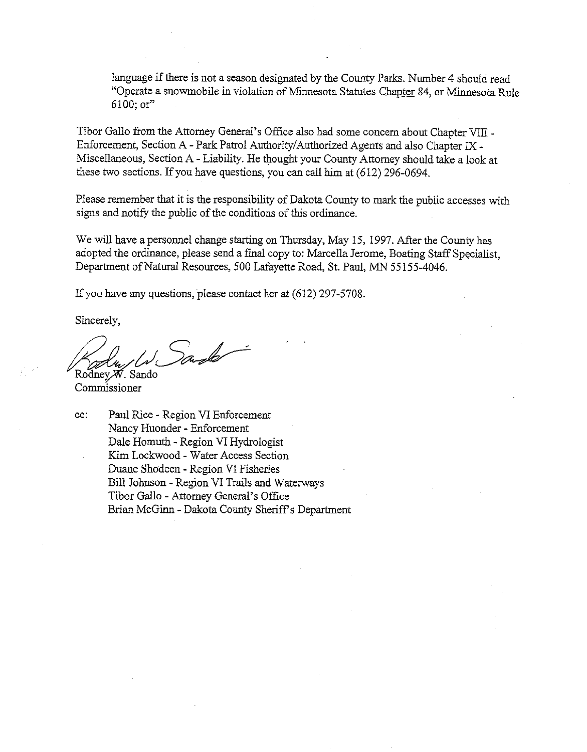language if there is not a season designated by the County Parks. Number 4 should read "Operate a snowmobile in violation of Minnesota Statutes Chapter 84, or Minnesota Rule 6100; or"

Tibor Gallo from the Attorney General's Office also had some concern about Chapter VIII - Enforcement, Section A - Park Patrol Authority/Authorized Agents and also Chapter IX - Miscellaneous, Section A - Liability. He thought your County Attorney should take a look at these two sections. If you have questions, you can call him at (612) 296-0694.

Please remember that it is the responsibility of Dakota County to mark the public accesses with signs and notify the public of the conditions of this ordinance.

We will have a personnel change starting on Thursday, May 15, 1997. After the County has adopted the ordinance, please send a final copy to: Marcella Jerome, Boating Staff Specialist, Department of Natural Resources, 500 Lafayette Road, St. Paul, MN 55155-4046.

If you have any questions, please contact her at (612) 297-5708.

Sincerely,

Rodney W. Sando
Commissioner

cc: Paul Rice - Region VI Enforcement
Nancy Huonder - Enforcement
Dale Homuth - Region VI Hydrologist
Kim Lockwood - Water Access Section
Duane Shodeen - Region VI Fisheries
Bill Johnson - Region VI Trails and Waterways
Tibor Gallo - Attorney General's Office
Brian McGinn - Dakota County Sheriff's Department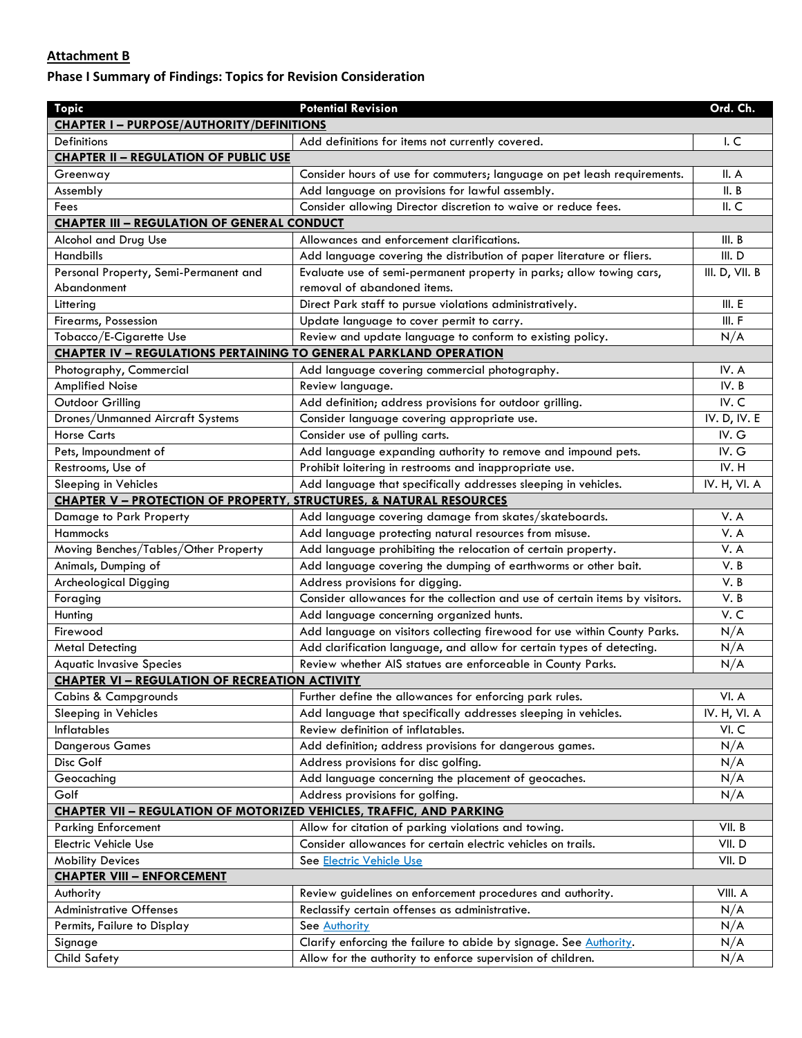**Attachment B**

**Phase I Summary of Findings: Topics for Revision Consideration**

| Topic | Potential Revision | Ord. Ch. |
|---|---|---|
| **CHAPTER I – PURPOSE/AUTHORITY/DEFINITIONS** | | |
| Definitions | Add definitions for items not currently covered. | I. C |
| **CHAPTER II – REGULATION OF PUBLIC USE** | | |
| Greenway | Consider hours of use for commuters; language on pet leash requirements. | II. A |
| Assembly | Add language on provisions for lawful assembly. | II. B |
| Fees | Consider allowing Director discretion to waive or reduce fees. | II. C |
| **CHAPTER III – REGULATION OF GENERAL CONDUCT** | | |
| Alcohol and Drug Use | Allowances and enforcement clarifications. | III. B |
| Handbills | Add language covering the distribution of paper literature or fliers. | III. D |
| Personal Property, Semi-Permanent and Abandonment | Evaluate use of semi-permanent property in parks; allow towing cars, removal of abandoned items. | III. D, VII. B |
| Littering | Direct Park staff to pursue violations administratively. | III. E |
| Firearms, Possession | Update language to cover permit to carry. | III. F |
| Tobacco/E-Cigarette Use | Review and update language to conform to existing policy. | N/A |
| **CHAPTER IV – REGULATIONS PERTAINING TO GENERAL PARKLAND OPERATION** | | |
| Photography, Commercial | Add language covering commercial photography. | IV. A |
| Amplified Noise | Review language. | IV. B |
| Outdoor Grilling | Add definition; address provisions for outdoor grilling. | IV. C |
| Drones/Unmanned Aircraft Systems | Consider language covering appropriate use. | IV. D, IV. E |
| Horse Carts | Consider use of pulling carts. | IV. G |
| Pets, Impoundment of | Add language expanding authority to remove and impound pets. | IV. G |
| Restrooms, Use of | Prohibit loitering in restrooms and inappropriate use. | IV. H |
| Sleeping in Vehicles | Add language that specifically addresses sleeping in vehicles. | IV. H, VI. A |
| **CHAPTER V – PROTECTION OF PROPERTY, STRUCTURES, & NATURAL RESOURCES** | | |
| Damage to Park Property | Add language covering damage from skates/skateboards. | V. A |
| Hammocks | Add language protecting natural resources from misuse. | V. A |
| Moving Benches/Tables/Other Property | Add language prohibiting the relocation of certain property. | V. A |
| Animals, Dumping of | Add language covering the dumping of earthworms or other bait. | V. B |
| Archeological Digging | Address provisions for digging. | V. B |
| Foraging | Consider allowances for the collection and use of certain items by visitors. | V. B |
| Hunting | Add language concerning organized hunts. | V. C |
| Firewood | Add language on visitors collecting firewood for use within County Parks. | N/A |
| Metal Detecting | Add clarification language, and allow for certain types of detecting. | N/A |
| Aquatic Invasive Species | Review whether AIS statues are enforceable in County Parks. | N/A |
| **CHAPTER VI – REGULATION OF RECREATION ACTIVITY** | | |
| Cabins & Campgrounds | Further define the allowances for enforcing park rules. | VI. A |
| Sleeping in Vehicles | Add language that specifically addresses sleeping in vehicles. | IV. H, VI. A |
| Inflatables | Review definition of inflatables. | VI. C |
| Dangerous Games | Add definition; address provisions for dangerous games. | N/A |
| Disc Golf | Address provisions for disc golfing. | N/A |
| Geocaching | Add language concerning the placement of geocaches. | N/A |
| Golf | Address provisions for golfing. | N/A |
| **CHAPTER VII – REGULATION OF MOTORIZED VEHICLES, TRAFFIC, AND PARKING** | | |
| Parking Enforcement | Allow for citation of parking violations and towing. | VII. B |
| Electric Vehicle Use | Consider allowances for certain electric vehicles on trails. | VII. D |
| Mobility Devices | See Electric Vehicle Use | VII. D |
| **CHAPTER VIII – ENFORCEMENT** | | |
| Authority | Review guidelines on enforcement procedures and authority. | VIII. A |
| Administrative Offenses | Reclassify certain offenses as administrative. | N/A |
| Permits, Failure to Display | See Authority | N/A |
| Signage | Clarify enforcing the failure to abide by signage. See Authority. | N/A |
| Child Safety | Allow for the authority to enforce supervision of children. | N/A |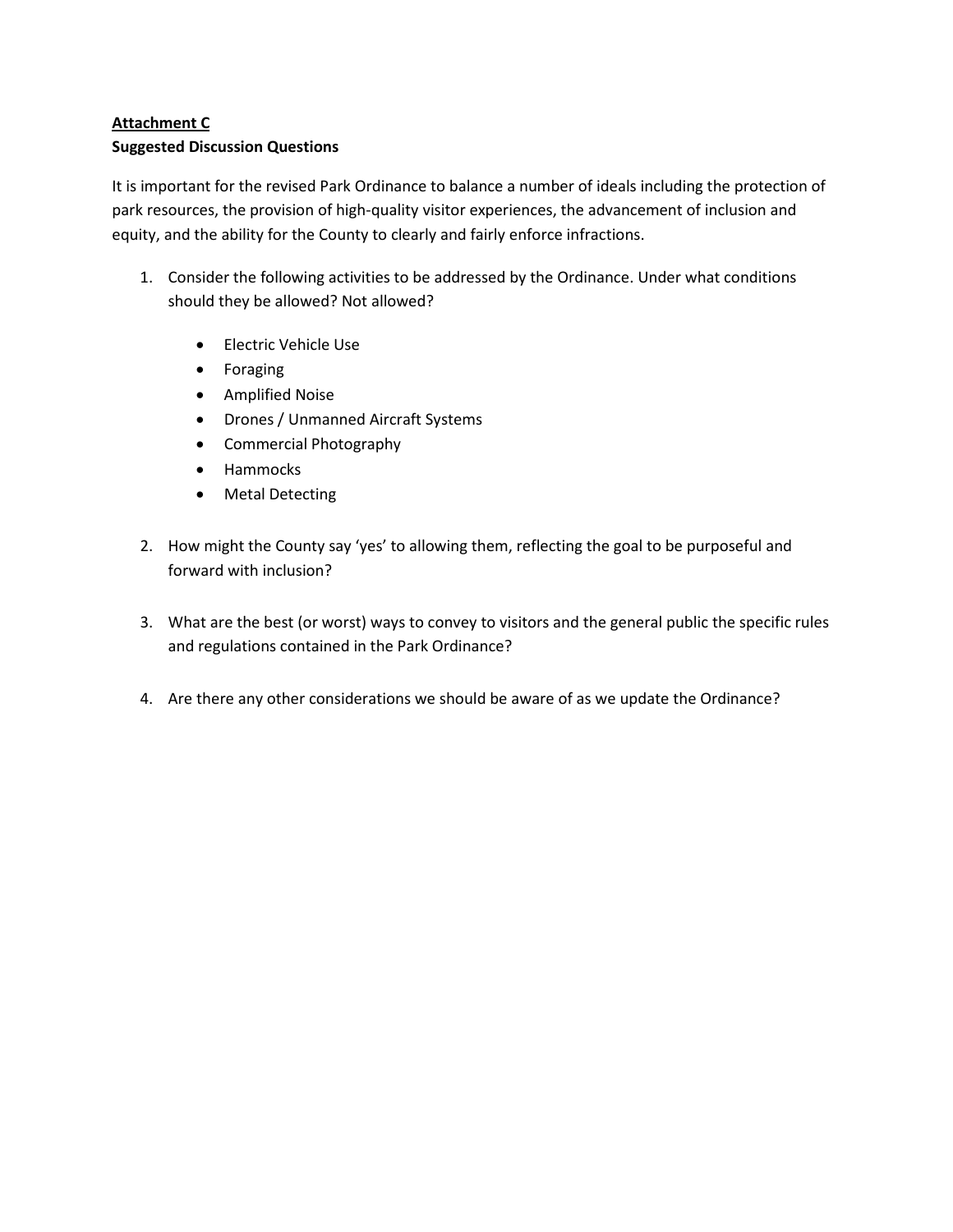**Attachment C**

**Suggested Discussion Questions**

It is important for the revised Park Ordinance to balance a number of ideals including the protection of park resources, the provision of high-quality visitor experiences, the advancement of inclusion and equity, and the ability for the County to clearly and fairly enforce infractions.

1. Consider the following activities to be addressed by the Ordinance. Under what conditions should they be allowed? Not allowed?

    - Electric Vehicle Use
    - Foraging
    - Amplified Noise
    - Drones / Unmanned Aircraft Systems
    - Commercial Photography
    - Hammocks
    - Metal Detecting

2. How might the County say 'yes' to allowing them, reflecting the goal to be purposeful and forward with inclusion?

3. What are the best (or worst) ways to convey to visitors and the general public the specific rules and regulations contained in the Park Ordinance?

4. Are there any other considerations we should be aware of as we update the Ordinance?